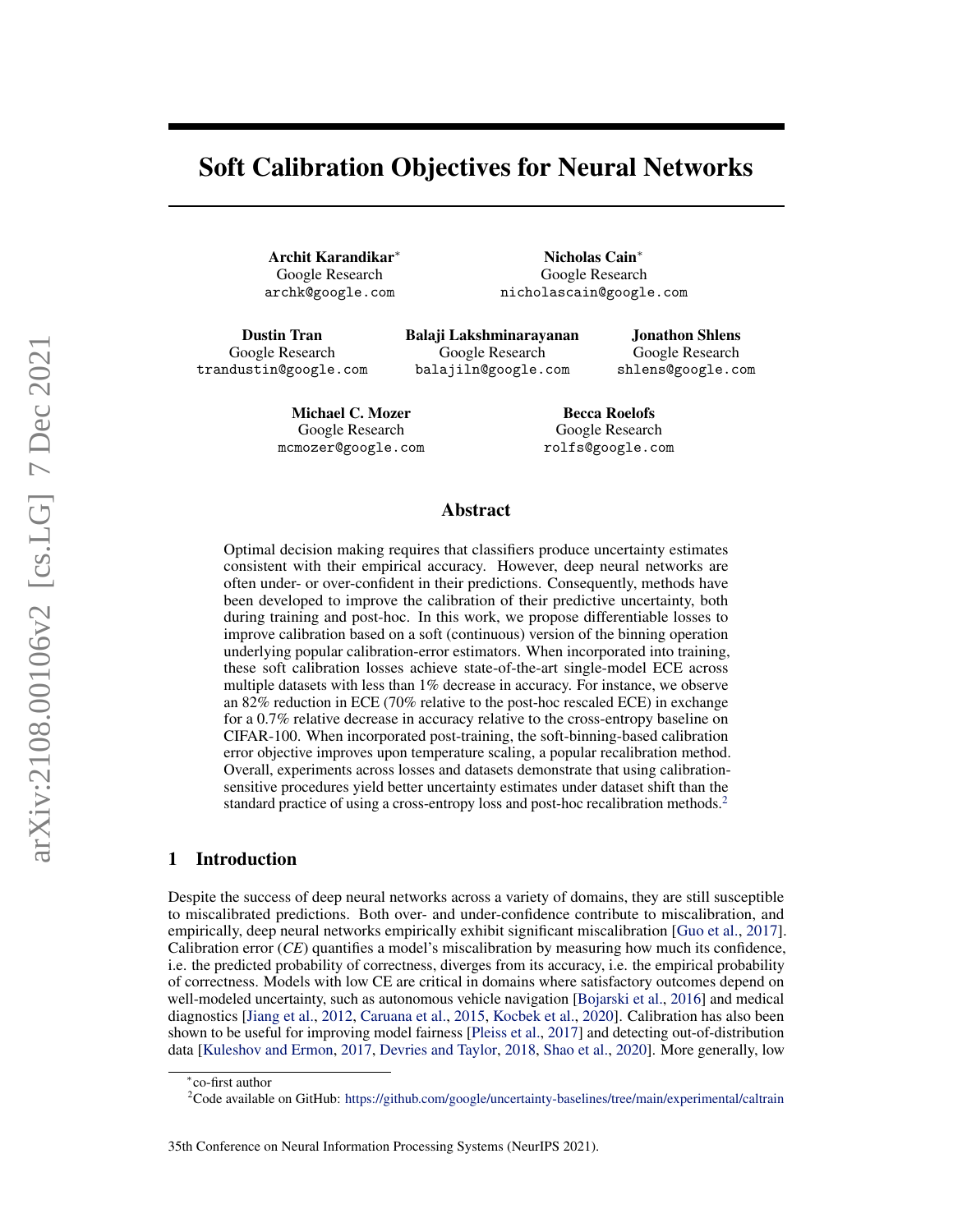# Soft Calibration Objectives for Neural Networks

**Archit Karandikar***
Google Research
archk@google.com

**Nicholas Cain***
Google Research
nicholascain@google.com

**Dustin Tran**
Google Research
trandustin@google.com

**Balaji Lakshminarayanan**
Google Research
balajiln@google.com

**Jonathon Shlens**
Google Research
shlens@google.com

**Michael C. Mozer**
Google Research
mcmozer@google.com

**Becca Roelofs**
Google Research
rolfs@google.com

## Abstract

Optimal decision making requires that classifiers produce uncertainty estimates consistent with their empirical accuracy. However, deep neural networks are often under- or over-confident in their predictions. Consequently, methods have been developed to improve the calibration of their predictive uncertainty, both during training and post-hoc. In this work, we propose differentiable losses to improve calibration based on a soft (continuous) version of the binning operation underlying popular calibration-error estimators. When incorporated into training, these soft calibration losses achieve state-of-the-art single-model ECE across multiple datasets with less than 1% decrease in accuracy. For instance, we observe an 82% reduction in ECE (70% relative to the post-hoc rescaled ECE) in exchange for a 0.7% relative decrease in accuracy relative to the cross-entropy baseline on CIFAR-100. When incorporated post-training, the soft-binning-based calibration error objective improves upon temperature scaling, a popular recalibration method. Overall, experiments across losses and datasets demonstrate that using calibration-sensitive procedures yield better uncertainty estimates under dataset shift than the standard practice of using a cross-entropy loss and post-hoc recalibration methods.[2]

## 1 Introduction

Despite the success of deep neural networks across a variety of domains, they are still susceptible to miscalibrated predictions. Both over- and under-confidence contribute to miscalibration, and empirically, deep neural networks empirically exhibit significant miscalibration [Guo et al., 2017]. Calibration error (*CE*) quantifies a model's miscalibration by measuring how much its confidence, i.e. the predicted probability of correctness, diverges from its accuracy, i.e. the empirical probability of correctness. Models with low CE are critical in domains where satisfactory outcomes depend on well-modeled uncertainty, such as autonomous vehicle navigation [Bojarski et al., 2016] and medical diagnostics [Jiang et al., 2012, Caruana et al., 2015, Kocbek et al., 2020]. Calibration has also been shown to be useful for improving model fairness [Pleiss et al., 2017] and detecting out-of-distribution data [Kuleshov and Ermon, 2017, Devries and Taylor, 2018, Shao et al., 2020]. More generally, low

*co-first author

[2]Code available on GitHub: https://github.com/google/uncertainty-baselines/tree/main/experimental/caltrain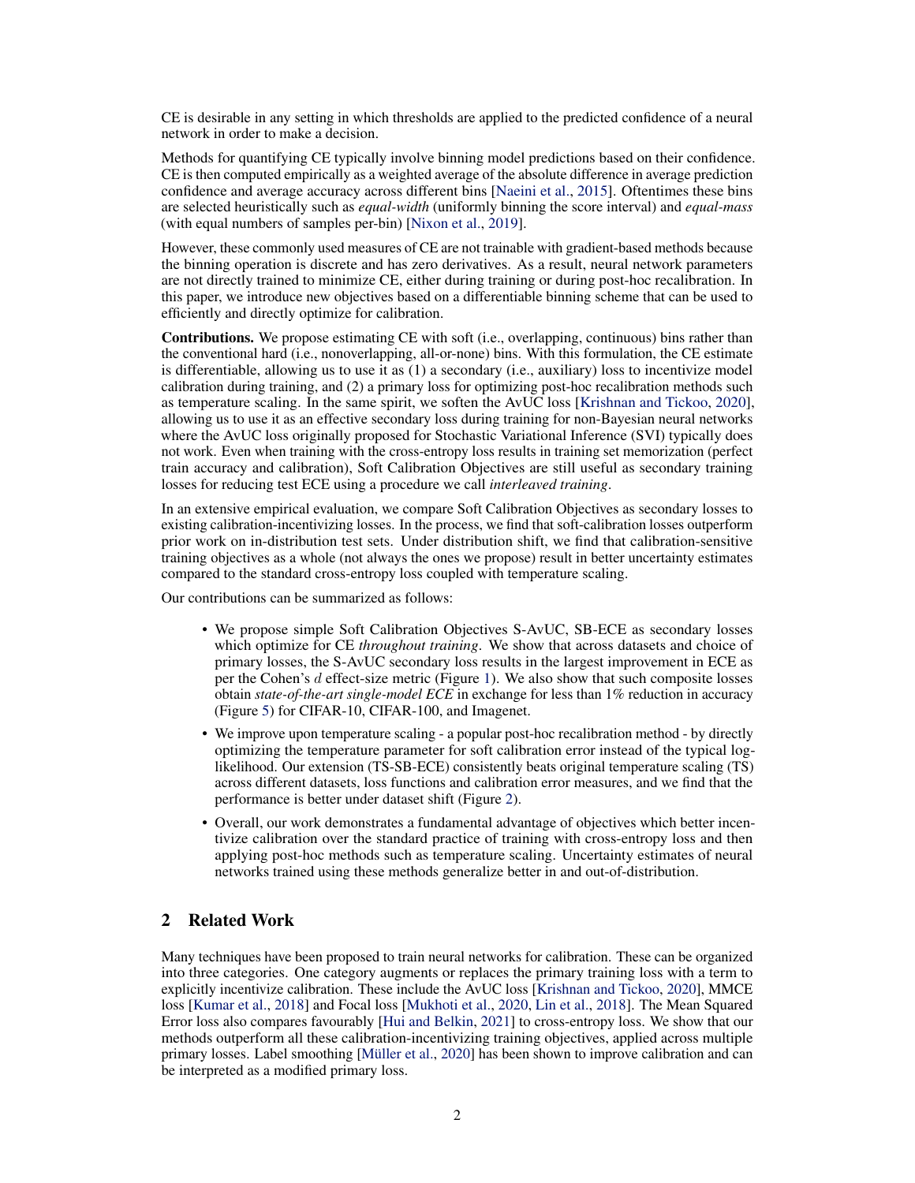CE is desirable in any setting in which thresholds are applied to the predicted confidence of a neural network in order to make a decision.

Methods for quantifying CE typically involve binning model predictions based on their confidence. CE is then computed empirically as a weighted average of the absolute difference in average prediction confidence and average accuracy across different bins [Naeini et al., 2015]. Oftentimes these bins are selected heuristically such as *equal-width* (uniformly binning the score interval) and *equal-mass* (with equal numbers of samples per-bin) [Nixon et al., 2019].

However, these commonly used measures of CE are not trainable with gradient-based methods because the binning operation is discrete and has zero derivatives. As a result, neural network parameters are not directly trained to minimize CE, either during training or during post-hoc recalibration. In this paper, we introduce new objectives based on a differentiable binning scheme that can be used to efficiently and directly optimize for calibration.

**Contributions.** We propose estimating CE with soft (i.e., overlapping, continuous) bins rather than the conventional hard (i.e., nonoverlapping, all-or-none) bins. With this formulation, the CE estimate is differentiable, allowing us to use it as (1) a secondary (i.e., auxiliary) loss to incentivize model calibration during training, and (2) a primary loss for optimizing post-hoc recalibration methods such as temperature scaling. In the same spirit, we soften the AvUC loss [Krishnan and Tickoo, 2020], allowing us to use it as an effective secondary loss during training for non-Bayesian neural networks where the AvUC loss originally proposed for Stochastic Variational Inference (SVI) typically does not work. Even when training with the cross-entropy loss results in training set memorization (perfect train accuracy and calibration), Soft Calibration Objectives are still useful as secondary training losses for reducing test ECE using a procedure we call *interleaved training*.

In an extensive empirical evaluation, we compare Soft Calibration Objectives as secondary losses to existing calibration-incentivizing losses. In the process, we find that soft-calibration losses outperform prior work on in-distribution test sets. Under distribution shift, we find that calibration-sensitive training objectives as a whole (not always the ones we propose) result in better uncertainty estimates compared to the standard cross-entropy loss coupled with temperature scaling.

Our contributions can be summarized as follows:

- We propose simple Soft Calibration Objectives S-AvUC, SB-ECE as secondary losses which optimize for CE *throughout training*. We show that across datasets and choice of primary losses, the S-AvUC secondary loss results in the largest improvement in ECE as per the Cohen's $d$ effect-size metric (Figure 1). We also show that such composite losses obtain *state-of-the-art single-model ECE* in exchange for less than 1% reduction in accuracy (Figure 5) for CIFAR-10, CIFAR-100, and Imagenet.
- We improve upon temperature scaling - a popular post-hoc recalibration method - by directly optimizing the temperature parameter for soft calibration error instead of the typical log-likelihood. Our extension (TS-SB-ECE) consistently beats original temperature scaling (TS) across different datasets, loss functions and calibration error measures, and we find that the performance is better under dataset shift (Figure 2).
- Overall, our work demonstrates a fundamental advantage of objectives which better incentivize calibration over the standard practice of training with cross-entropy loss and then applying post-hoc methods such as temperature scaling. Uncertainty estimates of neural networks trained using these methods generalize better in and out-of-distribution.

## 2 Related Work

Many techniques have been proposed to train neural networks for calibration. These can be organized into three categories. One category augments or replaces the primary training loss with a term to explicitly incentivize calibration. These include the AvUC loss [Krishnan and Tickoo, 2020], MMCE loss [Kumar et al., 2018] and Focal loss [Mukhoti et al., 2020, Lin et al., 2018]. The Mean Squared Error loss also compares favourably [Hui and Belkin, 2021] to cross-entropy loss. We show that our methods outperform all these calibration-incentivizing training objectives, applied across multiple primary losses. Label smoothing [Müller et al., 2020] has been shown to improve calibration and can be interpreted as a modified primary loss.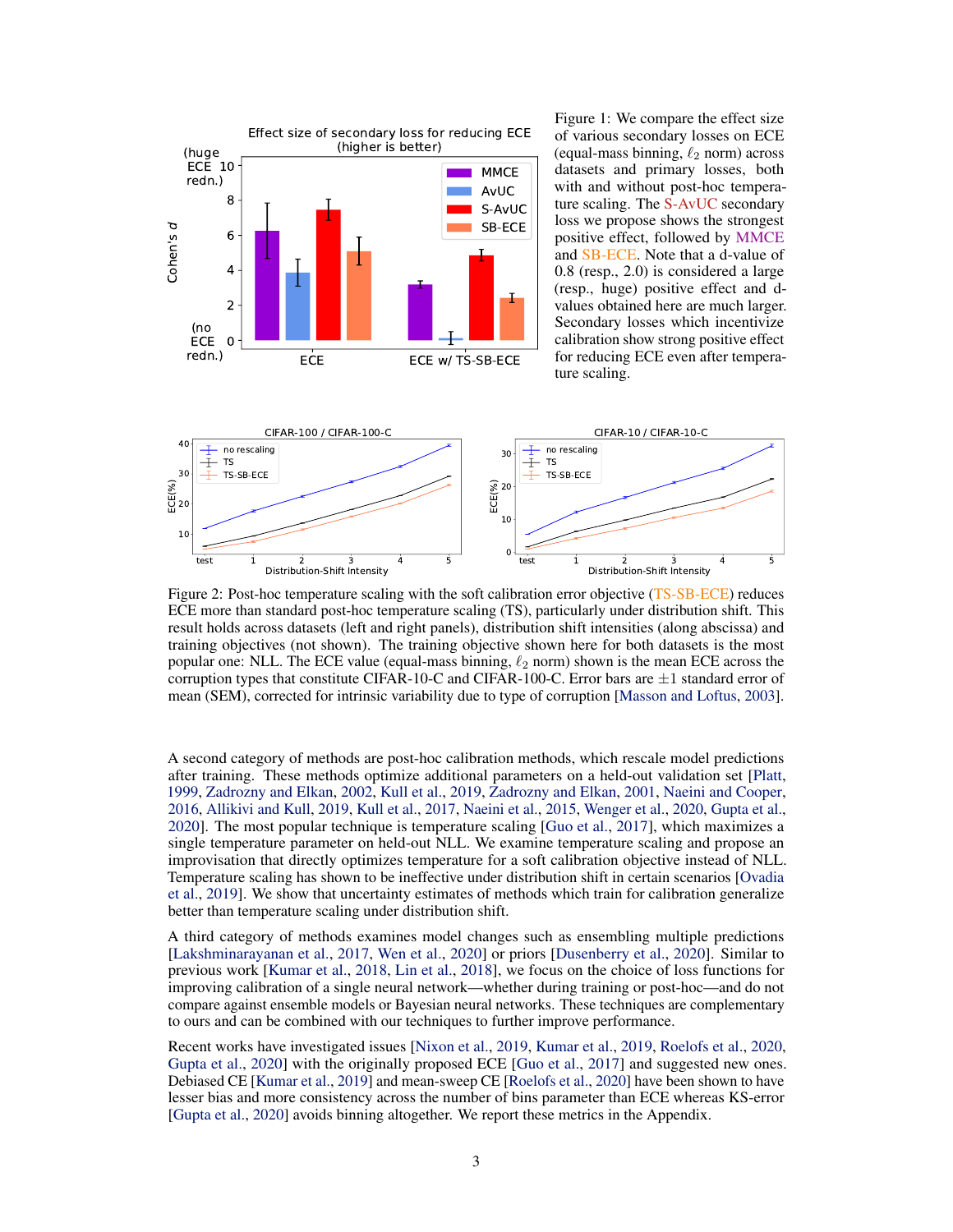Figure 1: We compare the effect size of various secondary losses on ECE (equal-mass binning, $\ell_2$ norm) across datasets and primary losses, both with and without post-hoc temperature scaling. The S-AvUC secondary loss we propose shows the strongest positive effect, followed by MMCE and SB-ECE. Note that a d-value of 0.8 (resp., 2.0) is considered a large (resp., huge) positive effect and d-values obtained here are much larger. Secondary losses which incentivize calibration show strong positive effect for reducing ECE even after temperature scaling.

Figure 2: Post-hoc temperature scaling with the soft calibration error objective (TS-SB-ECE) reduces ECE more than standard post-hoc temperature scaling (TS), particularly under distribution shift. This result holds across datasets (left and right panels), distribution shift intensities (along abscissa) and training objectives (not shown). The training objective shown here for both datasets is the most popular one: NLL. The ECE value (equal-mass binning, $\ell_2$ norm) shown is the mean ECE across the corruption types that constitute CIFAR-10-C and CIFAR-100-C. Error bars are $\pm 1$ standard error of mean (SEM), corrected for intrinsic variability due to type of corruption [Masson and Loftus, 2003].

A second category of methods are post-hoc calibration methods, which rescale model predictions after training. These methods optimize additional parameters on a held-out validation set [Platt, 1999, Zadrozny and Elkan, 2002, Kull et al., 2019, Zadrozny and Elkan, 2001, Naeini and Cooper, 2016, Allikivi and Kull, 2019, Kull et al., 2017, Naeini et al., 2015, Wenger et al., 2020, Gupta et al., 2020]. The most popular technique is temperature scaling [Guo et al., 2017], which maximizes a single temperature parameter on held-out NLL. We examine temperature scaling and propose an improvisation that directly optimizes temperature for a soft calibration objective instead of NLL. Temperature scaling has shown to be ineffective under distribution shift in certain scenarios [Ovadia et al., 2019]. We show that uncertainty estimates of methods which train for calibration generalize better than temperature scaling under distribution shift.

A third category of methods examines model changes such as ensembling multiple predictions [Lakshminarayanan et al., 2017, Wen et al., 2020] or priors [Dusenberry et al., 2020]. Similar to previous work [Kumar et al., 2018, Lin et al., 2018], we focus on the choice of loss functions for improving calibration of a single neural network—whether during training or post-hoc—and do not compare against ensemble models or Bayesian neural networks. These techniques are complementary to ours and can be combined with our techniques to further improve performance.

Recent works have investigated issues [Nixon et al., 2019, Kumar et al., 2019, Roelofs et al., 2020, Gupta et al., 2020] with the originally proposed ECE [Guo et al., 2017] and suggested new ones. Debiased CE [Kumar et al., 2019] and mean-sweep CE [Roelofs et al., 2020] have been shown to have lesser bias and more consistency across the number of bins parameter than ECE whereas KS-error [Gupta et al., 2020] avoids binning altogether. We report these metrics in the Appendix.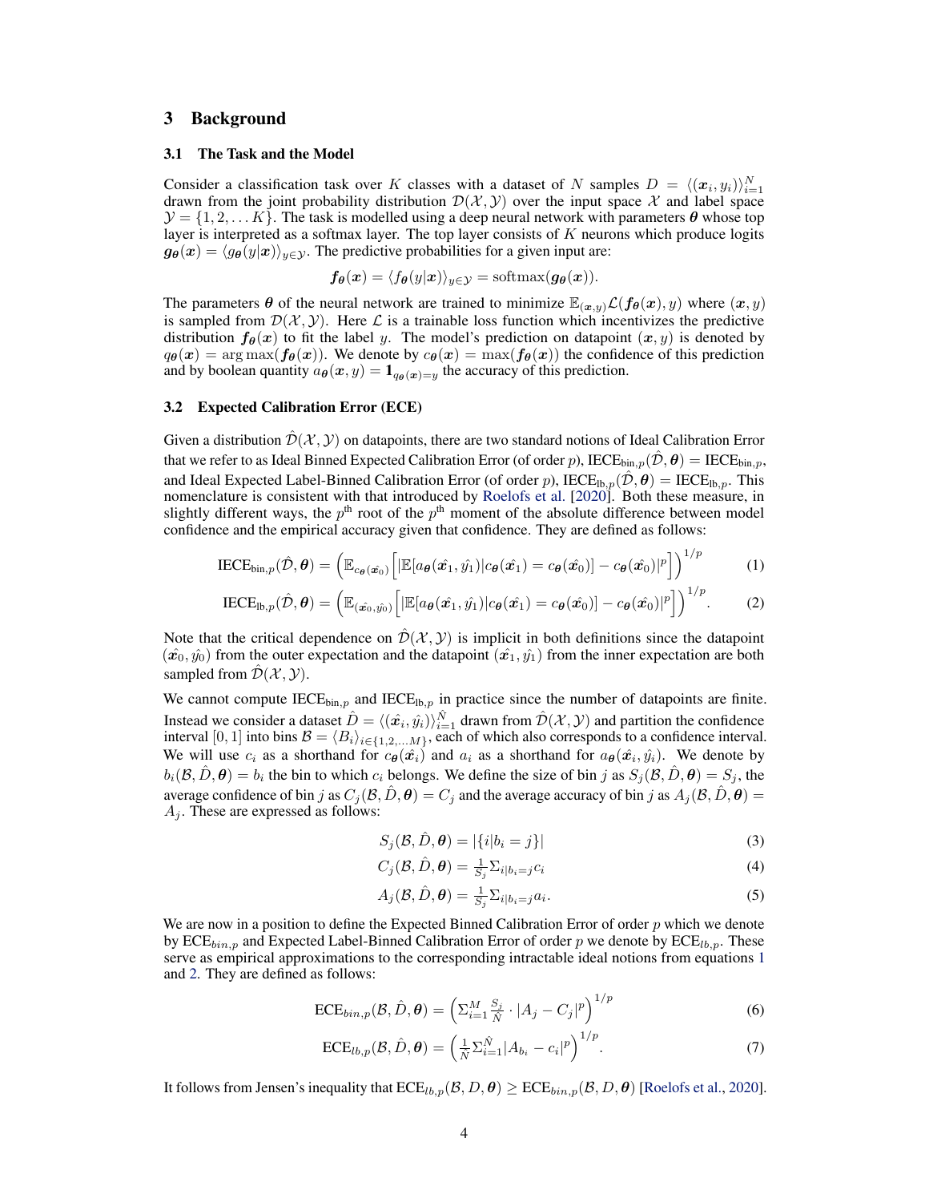## 3 Background

### 3.1 The Task and the Model

Consider a classification task over $K$ classes with a dataset of $N$ samples $D = \langle(\boldsymbol{x}_i, y_i)\rangle_{i=1}^N$ drawn from the joint probability distribution $\mathcal{D}(\mathcal{X}, \mathcal{Y})$ over the input space $\mathcal{X}$ and label space $\mathcal{Y} = \{1, 2, \dots K\}$. The task is modelled using a deep neural network with parameters $\boldsymbol{\theta}$ whose top layer is interpreted as a softmax layer. The top layer consists of $K$ neurons which produce logits $\boldsymbol{g_\theta}(\boldsymbol{x}) = \langle g_{\boldsymbol{\theta}}(y|\boldsymbol{x})\rangle_{y\in\mathcal{Y}}$. The predictive probabilities for a given input are:

$$\boldsymbol{f_\theta}(\boldsymbol{x}) = \langle f_{\boldsymbol{\theta}}(y|\boldsymbol{x})\rangle_{y\in\mathcal{Y}} = \mathrm{softmax}(\boldsymbol{g_\theta}(\boldsymbol{x})).$$

The parameters $\boldsymbol{\theta}$ of the neural network are trained to minimize $\mathbb{E}_{(\boldsymbol{x},y)}\mathcal{L}(\boldsymbol{f_\theta}(\boldsymbol{x}), y)$ where $(\boldsymbol{x}, y)$ is sampled from $\mathcal{D}(\mathcal{X}, \mathcal{Y})$. Here $\mathcal{L}$ is a trainable loss function which incentivizes the predictive distribution $\boldsymbol{f_\theta}(\boldsymbol{x})$ to fit the label $y$. The model's prediction on datapoint $(\boldsymbol{x}, y)$ is denoted by $q_{\boldsymbol{\theta}}(\boldsymbol{x}) = \arg\max(\boldsymbol{f_\theta}(\boldsymbol{x}))$. We denote by $c_{\boldsymbol{\theta}}(\boldsymbol{x}) = \max(\boldsymbol{f_\theta}(\boldsymbol{x}))$ the confidence of this prediction and by boolean quantity $a_{\boldsymbol{\theta}}(\boldsymbol{x}, y) = \mathbf{1}_{q_{\boldsymbol{\theta}}(\boldsymbol{x})=y}$ the accuracy of this prediction.

### 3.2 Expected Calibration Error (ECE)

Given a distribution $\hat{\mathcal{D}}(\mathcal{X}, \mathcal{Y})$ on datapoints, there are two standard notions of Ideal Calibration Error that we refer to as Ideal Binned Expected Calibration Error (of order $p$), $\mathrm{IECE}_{\mathrm{bin},p}(\hat{\mathcal{D}}, \boldsymbol{\theta}) = \mathrm{IECE}_{\mathrm{bin},p}$, and Ideal Expected Label-Binned Calibration Error (of order $p$), $\mathrm{IECE}_{\mathrm{lb},p}(\hat{\mathcal{D}}, \boldsymbol{\theta}) = \mathrm{IECE}_{\mathrm{lb},p}$. This nomenclature is consistent with that introduced by Roelofs et al. [2020]. Both these measure, in slightly different ways, the $p^{\text{th}}$ root of the $p^{\text{th}}$ moment of the absolute difference between model confidence and the empirical accuracy given that confidence. They are defined as follows:

$$\mathrm{IECE}_{\mathrm{bin},p}(\hat{\mathcal{D}}, \boldsymbol{\theta}) = \left(\mathbb{E}_{c_{\boldsymbol{\theta}}(\hat{\boldsymbol{x}_0})}\left[|\mathbb{E}[a_{\boldsymbol{\theta}}(\hat{\boldsymbol{x}_1}, \hat{y_1})|c_{\boldsymbol{\theta}}(\hat{\boldsymbol{x}_1}) = c_{\boldsymbol{\theta}}(\hat{\boldsymbol{x}_0})] - c_{\boldsymbol{\theta}}(\hat{\boldsymbol{x}_0})|^p\right]\right)^{1/p} \tag{1}$$

$$\mathrm{IECE}_{\mathrm{lb},p}(\hat{\mathcal{D}}, \boldsymbol{\theta}) = \left(\mathbb{E}_{(\hat{\boldsymbol{x}_0}, \hat{y_0})}\left[|\mathbb{E}[a_{\boldsymbol{\theta}}(\hat{\boldsymbol{x}_1}, \hat{y_1})|c_{\boldsymbol{\theta}}(\hat{\boldsymbol{x}_1}) = c_{\boldsymbol{\theta}}(\hat{\boldsymbol{x}_0})] - c_{\boldsymbol{\theta}}(\hat{\boldsymbol{x}_0})|^p\right]\right)^{1/p}. \tag{2}$$

Note that the critical dependence on $\hat{\mathcal{D}}(\mathcal{X}, \mathcal{Y})$ is implicit in both definitions since the datapoint $(\hat{\boldsymbol{x}_0}, \hat{y_0})$ from the outer expectation and the datapoint $(\hat{\boldsymbol{x}_1}, \hat{y_1})$ from the inner expectation are both sampled from $\hat{\mathcal{D}}(\mathcal{X}, \mathcal{Y})$.

We cannot compute $\mathrm{IECE}_{\mathrm{bin},p}$ and $\mathrm{IECE}_{\mathrm{lb},p}$ in practice since the number of datapoints are finite. Instead we consider a dataset $\hat{D} = \langle(\hat{\boldsymbol{x}_i}, \hat{y_i})\rangle_{i=1}^{\hat{N}}$ drawn from $\hat{\mathcal{D}}(\mathcal{X}, \mathcal{Y})$ and partition the confidence interval $[0, 1]$ into bins $\mathcal{B} = \langle B_i\rangle_{i\in\{1,2,\dots M\}}$, each of which also corresponds to a confidence interval. We will use $c_i$ as a shorthand for $c_{\boldsymbol{\theta}}(\hat{\boldsymbol{x}_i})$ and $a_i$ as a shorthand for $a_{\boldsymbol{\theta}}(\hat{\boldsymbol{x}_i}, \hat{y_i})$. We denote by $b_i(\mathcal{B}, \hat{D}, \boldsymbol{\theta}) = b_i$ the bin to which $c_i$ belongs. We define the size of bin $j$ as $S_j(\mathcal{B}, \hat{D}, \boldsymbol{\theta}) = S_j$, the average confidence of bin $j$ as $C_j(\mathcal{B}, \hat{D}, \boldsymbol{\theta}) = C_j$ and the average accuracy of bin $j$ as $A_j(\mathcal{B}, \hat{D}, \boldsymbol{\theta}) = A_j$. These are expressed as follows:

$$S_j(\mathcal{B}, \hat{D}, \boldsymbol{\theta}) = |\{i|b_i = j\}| \tag{3}$$

$$C_j(\mathcal{B}, \hat{D}, \boldsymbol{\theta}) = \tfrac{1}{S_j}\Sigma_{i|b_i=j}c_i \tag{4}$$

$$A_j(\mathcal{B}, \hat{D}, \boldsymbol{\theta}) = \tfrac{1}{S_j}\Sigma_{i|b_i=j}a_i. \tag{5}$$

We are now in a position to define the Expected Binned Calibration Error of order $p$ which we denote by $\mathrm{ECE}_{bin,p}$ and Expected Label-Binned Calibration Error of order $p$ we denote by $\mathrm{ECE}_{lb,p}$. These serve as empirical approximations to the corresponding intractable ideal notions from equations 1 and 2. They are defined as follows:

$$\mathrm{ECE}_{bin,p}(\mathcal{B}, \hat{D}, \boldsymbol{\theta}) = \left(\Sigma_{i=1}^M \tfrac{S_j}{\hat{N}} \cdot |A_j - C_j|^p\right)^{1/p} \tag{6}$$

$$\mathrm{ECE}_{lb,p}(\mathcal{B}, \hat{D}, \boldsymbol{\theta}) = \left(\tfrac{1}{\hat{N}}\Sigma_{i=1}^{\hat{N}}|A_{b_i} - c_i|^p\right)^{1/p}. \tag{7}$$

It follows from Jensen's inequality that $\mathrm{ECE}_{lb,p}(\mathcal{B}, D, \boldsymbol{\theta}) \geq \mathrm{ECE}_{bin,p}(\mathcal{B}, D, \boldsymbol{\theta})$ [Roelofs et al., 2020].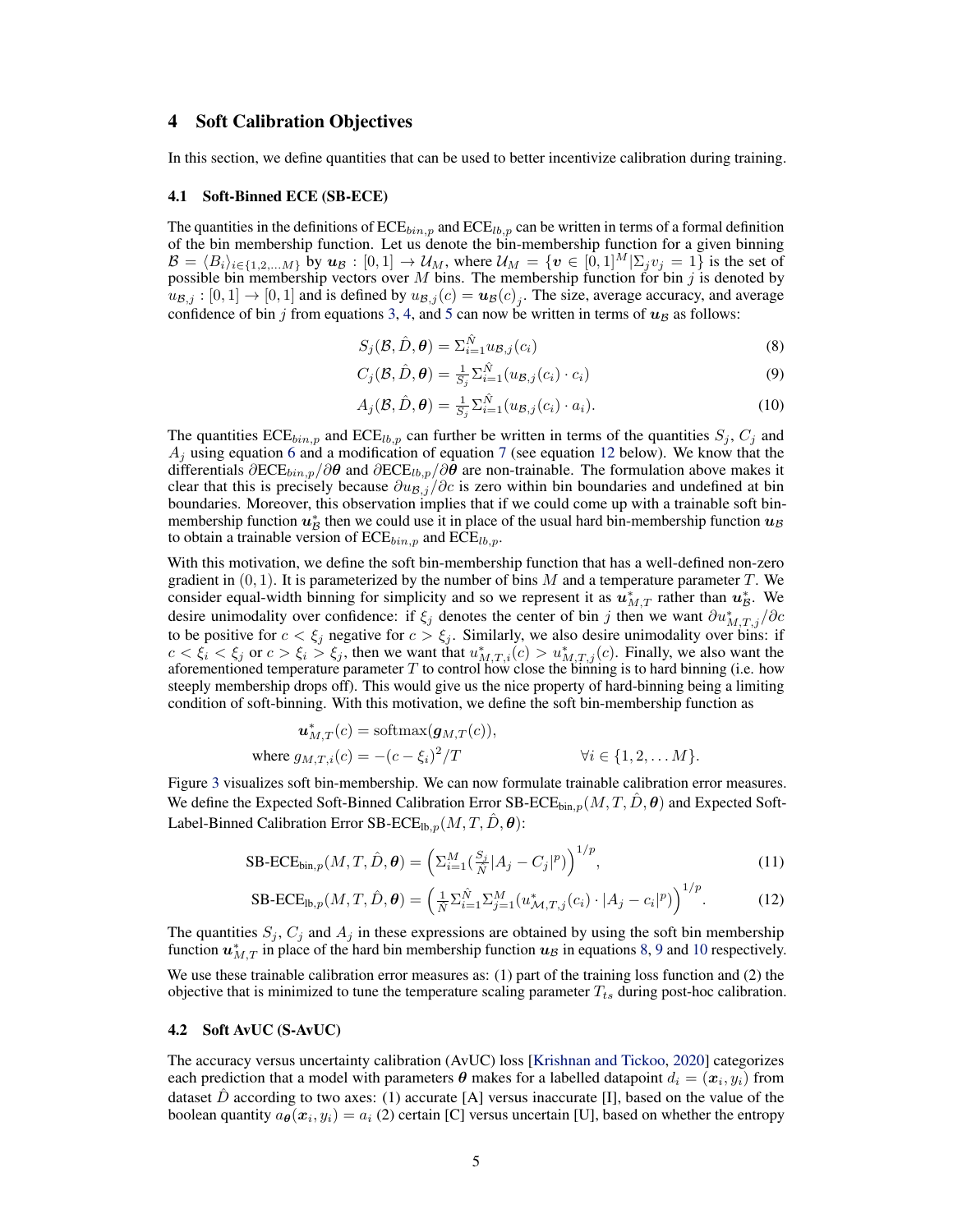## 4 Soft Calibration Objectives

In this section, we define quantities that can be used to better incentivize calibration during training.

### 4.1 Soft-Binned ECE (SB-ECE)

The quantities in the definitions of $\text{ECE}_{bin,p}$ and $\text{ECE}_{lb,p}$ can be written in terms of a formal definition of the bin membership function. Let us denote the bin-membership function for a given binning $\mathcal{B} = \langle B_i \rangle_{i \in \{1,2,\dots M\}}$ by $\boldsymbol{u}_{\mathcal{B}} : [0,1] \rightarrow \mathcal{U}_M$, where $\mathcal{U}_M = \{\boldsymbol{v} \in [0,1]^M | \Sigma_j v_j = 1\}$ is the set of possible bin membership vectors over $M$ bins. The membership function for bin $j$ is denoted by $u_{\mathcal{B},j} : [0,1] \rightarrow [0,1]$ and is defined by $u_{\mathcal{B},j}(c) = \boldsymbol{u}_{\mathcal{B}}(c)_j$. The size, average accuracy, and average confidence of bin $j$ from equations 3, 4, and 5 can now be written in terms of $\boldsymbol{u}_{\mathcal{B}}$ as follows:

$$S_j(\mathcal{B}, \hat{D}, \boldsymbol{\theta}) = \Sigma_{i=1}^{\hat{N}} u_{\mathcal{B},j}(c_i) \tag{8}$$

$$C_j(\mathcal{B}, \hat{D}, \boldsymbol{\theta}) = \tfrac{1}{S_j} \Sigma_{i=1}^{\hat{N}} (u_{\mathcal{B},j}(c_i) \cdot c_i) \tag{9}$$

$$A_j(\mathcal{B}, \hat{D}, \boldsymbol{\theta}) = \tfrac{1}{S_j} \Sigma_{i=1}^{\hat{N}} (u_{\mathcal{B},j}(c_i) \cdot a_i). \tag{10}$$

The quantities $\text{ECE}_{bin,p}$ and $\text{ECE}_{lb,p}$ can further be written in terms of the quantities $S_j$, $C_j$ and $A_j$ using equation 6 and a modification of equation 7 (see equation 12 below). We know that the differentials $\partial \text{ECE}_{bin,p} / \partial \boldsymbol{\theta}$ and $\partial \text{ECE}_{lb,p} / \partial \boldsymbol{\theta}$ are non-trainable. The formulation above makes it clear that this is precisely because $\partial u_{\mathcal{B},j} / \partial c$ is zero within bin boundaries and undefined at bin boundaries. Moreover, this observation implies that if we could come up with a trainable soft bin-membership function $\boldsymbol{u}^*_{\mathcal{B}}$ then we could use it in place of the usual hard bin-membership function $\boldsymbol{u}_{\mathcal{B}}$ to obtain a trainable version of $\text{ECE}_{bin,p}$ and $\text{ECE}_{lb,p}$.

With this motivation, we define the soft bin-membership function that has a well-defined non-zero gradient in $(0,1)$. It is parameterized by the number of bins $M$ and a temperature parameter $T$. We consider equal-width binning for simplicity and so we represent it as $\boldsymbol{u}^*_{M,T}$ rather than $\boldsymbol{u}^*_{\mathcal{B}}$. We desire unimodality over confidence: if $\xi_j$ denotes the center of bin $j$ then we want $\partial u^*_{M,T,j} / \partial c$ to be positive for $c < \xi_j$ negative for $c > \xi_j$. Similarly, we also desire unimodality over bins: if $c < \xi_i < \xi_j$ or $c > \xi_i > \xi_j$, then we want that $u^*_{M,T,i}(c) > u^*_{M,T,j}(c)$. Finally, we also want the aforementioned temperature parameter $T$ to control how close the binning is to hard binning (i.e. how steeply membership drops off). This would give us the nice property of hard-binning being a limiting condition of soft-binning. With this motivation, we define the soft bin-membership function as

$$\boldsymbol{u}^*_{M,T}(c) = \text{softmax}(\boldsymbol{g}_{M,T}(c)),$$
$$\text{where } g_{M,T,i}(c) = -(c - \xi_i)^2 / T \qquad \forall i \in \{1, 2, \dots M\}.$$

Figure 3 visualizes soft bin-membership. We can now formulate trainable calibration error measures. We define the Expected Soft-Binned Calibration Error $\text{SB-ECE}_{\text{bin},p}(M, T, \hat{D}, \boldsymbol{\theta})$ and Expected Soft-Label-Binned Calibration Error $\text{SB-ECE}_{\text{lb},p}(M, T, \hat{D}, \boldsymbol{\theta})$:

$$\text{SB-ECE}_{\text{bin},p}(M, T, \hat{D}, \boldsymbol{\theta}) = \left( \Sigma_{i=1}^{M} \left( \tfrac{S_j}{\hat{N}} |A_j - C_j|^p \right) \right)^{1/p}, \tag{11}$$

$$\text{SB-ECE}_{\text{lb},p}(M, T, \hat{D}, \boldsymbol{\theta}) = \left( \tfrac{1}{\hat{N}} \Sigma_{i=1}^{\hat{N}} \Sigma_{j=1}^{M} (u^*_{\mathcal{M},T,j}(c_i) \cdot |A_j - c_i|^p) \right)^{1/p}. \tag{12}$$

The quantities $S_j$, $C_j$ and $A_j$ in these expressions are obtained by using the soft bin membership function $\boldsymbol{u}^*_{M,T}$ in place of the hard bin membership function $\boldsymbol{u}_{\mathcal{B}}$ in equations 8, 9 and 10 respectively.

We use these trainable calibration error measures as: (1) part of the training loss function and (2) the objective that is minimized to tune the temperature scaling parameter $T_{ts}$ during post-hoc calibration.

### 4.2 Soft AvUC (S-AvUC)

The accuracy versus uncertainty calibration (AvUC) loss [Krishnan and Tickoo, 2020] categorizes each prediction that a model with parameters $\boldsymbol{\theta}$ makes for a labelled datapoint $d_i = (\boldsymbol{x}_i, y_i)$ from dataset $\hat{D}$ according to two axes: (1) accurate [A] versus inaccurate [I], based on the value of the boolean quantity $a_{\boldsymbol{\theta}}(\boldsymbol{x}_i, y_i) = a_i$ (2) certain [C] versus uncertain [U], based on whether the entropy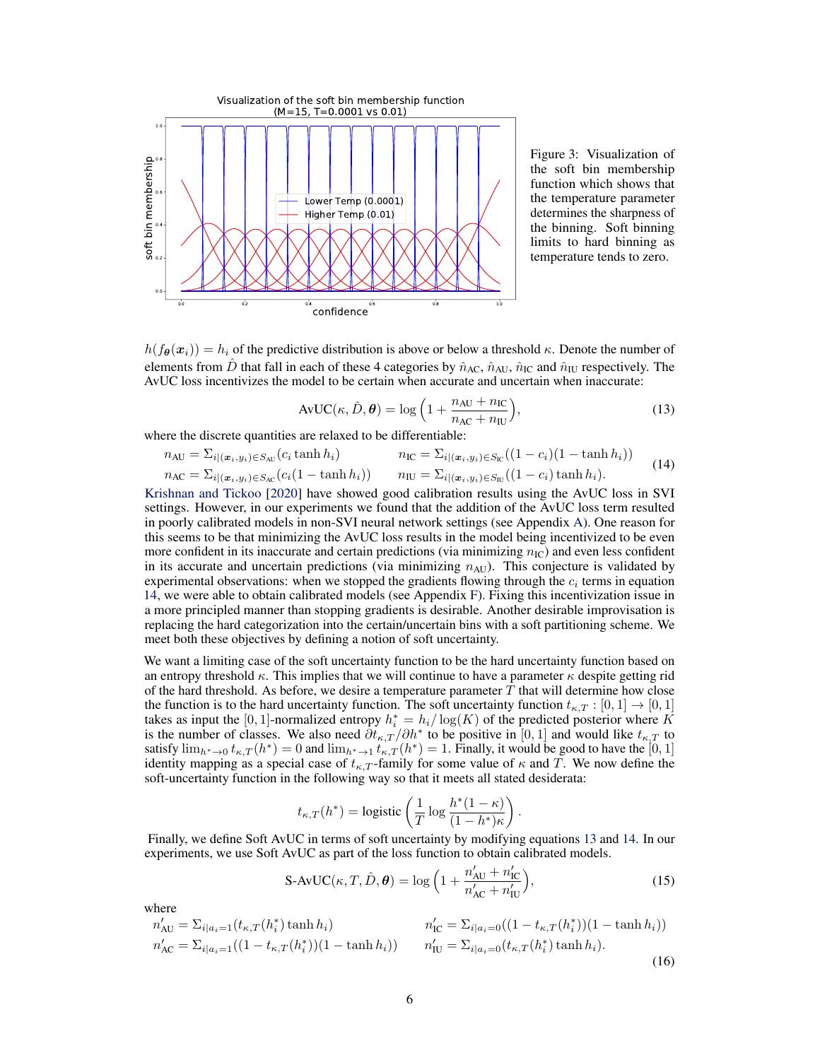Figure 3: Visualization of the soft bin membership function which shows that the temperature parameter determines the sharpness of the binning. Soft binning limits to hard binning as temperature tends to zero.

$h(f_{\boldsymbol{\theta}}(\boldsymbol{x}_i)) = h_i$ of the predictive distribution is above or below a threshold $\kappa$. Denote the number of elements from $\hat{D}$ that fall in each of these 4 categories by $\hat{n}_{\mathrm{AC}}$, $\hat{n}_{\mathrm{AU}}$, $\hat{n}_{\mathrm{IC}}$ and $\hat{n}_{\mathrm{IU}}$ respectively. The AvUC loss incentivizes the model to be certain when accurate and uncertain when inaccurate:

$$\mathrm{AvUC}(\kappa, \hat{D}, \boldsymbol{\theta}) = \log\left(1 + \frac{n_{\mathrm{AU}} + n_{\mathrm{IC}}}{n_{\mathrm{AC}} + n_{\mathrm{IU}}}\right), \tag{13}$$

where the discrete quantities are relaxed to be differentiable:

$$\begin{aligned} n_{\mathrm{AU}} &= \Sigma_{i|(\boldsymbol{x}_i,y_i)\in S_{\mathrm{AU}}}(c_i \tanh h_i) & n_{\mathrm{IC}} &= \Sigma_{i|(\boldsymbol{x}_i,y_i)\in S_{\mathrm{IC}}}((1-c_i)(1-\tanh h_i)) \\ n_{\mathrm{AC}} &= \Sigma_{i|(\boldsymbol{x}_i,y_i)\in S_{\mathrm{AC}}}(c_i(1-\tanh h_i)) & n_{\mathrm{IU}} &= \Sigma_{i|(\boldsymbol{x}_i,y_i)\in S_{\mathrm{IU}}}((1-c_i)\tanh h_i). \end{aligned} \tag{14}$$

Krishnan and Tickoo [2020] have showed good calibration results using the AvUC loss in SVI settings. However, in our experiments we found that the addition of the AvUC loss term resulted in poorly calibrated models in non-SVI neural network settings (see Appendix A). One reason for this seems to be that minimizing the AvUC loss results in the model being incentivized to be even more confident in its inaccurate and certain predictions (via minimizing $n_{\mathrm{IC}}$) and even less confident in its accurate and uncertain predictions (via minimizing $n_{\mathrm{AU}}$). This conjecture is validated by experimental observations: when we stopped the gradients flowing through the $c_i$ terms in equation 14, we were able to obtain calibrated models (see Appendix F). Fixing this incentivization issue in a more principled manner than stopping gradients is desirable. Another desirable improvisation is replacing the hard categorization into the certain/uncertain bins with a soft partitioning scheme. We meet both these objectives by defining a notion of soft uncertainty.

We want a limiting case of the soft uncertainty function to be the hard uncertainty function based on an entropy threshold $\kappa$. This implies that we will continue to have a parameter $\kappa$ despite getting rid of the hard threshold. As before, we desire a temperature parameter $T$ that will determine how close the function is to the hard uncertainty function. The soft uncertainty function $t_{\kappa,T} : [0,1] \to [0,1]$ takes as input the $[0,1]$-normalized entropy $h_i^* = h_i/\log(K)$ of the predicted posterior where $K$ is the number of classes. We also need $\partial t_{\kappa,T}/\partial h^*$ to be positive in $[0,1]$ and would like $t_{\kappa,T}$ to satisfy $\lim_{h^*\to 0} t_{\kappa,T}(h^*) = 0$ and $\lim_{h^*\to 1} t_{\kappa,T}(h^*) = 1$. Finally, it would be good to have the $[0,1]$ identity mapping as a special case of $t_{\kappa,T}$-family for some value of $\kappa$ and $T$. We now define the soft-uncertainty function in the following way so that it meets all stated desiderata:

$$t_{\kappa,T}(h^*) = \mathrm{logistic}\left(\frac{1}{T}\log\frac{h^*(1-\kappa)}{(1-h^*)\kappa}\right).$$

Finally, we define Soft AvUC in terms of soft uncertainty by modifying equations 13 and 14. In our experiments, we use Soft AvUC as part of the loss function to obtain calibrated models.

$$\mathrm{S\text{-}AvUC}(\kappa, T, \hat{D}, \boldsymbol{\theta}) = \log\left(1 + \frac{n'_{\mathrm{AU}} + n'_{\mathrm{IC}}}{n'_{\mathrm{AC}} + n'_{\mathrm{IU}}}\right), \tag{15}$$

where

$$\begin{aligned} n'_{\mathrm{AU}} &= \Sigma_{i|a_i=1}(t_{\kappa,T}(h_i^*)\tanh h_i) & n'_{\mathrm{IC}} &= \Sigma_{i|a_i=0}((1-t_{\kappa,T}(h_i^*))(1-\tanh h_i)) \\ n'_{\mathrm{AC}} &= \Sigma_{i|a_i=1}((1-t_{\kappa,T}(h_i^*))(1-\tanh h_i)) & n'_{\mathrm{IU}} &= \Sigma_{i|a_i=0}(t_{\kappa,T}(h_i^*)\tanh h_i). \end{aligned} \tag{16}$$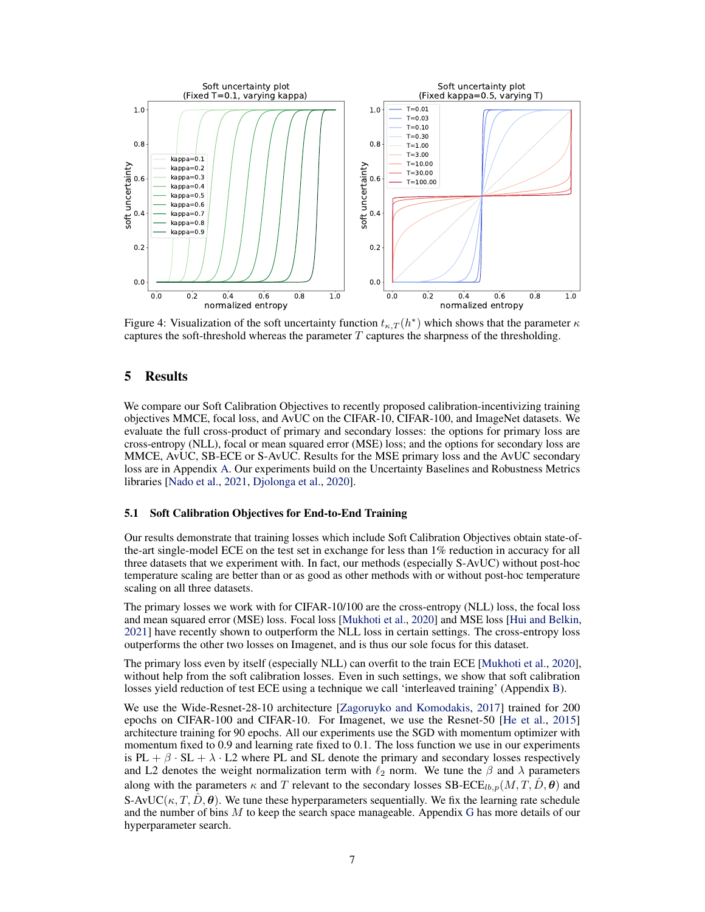Figure 4: Visualization of the soft uncertainty function $t_{\kappa,T}(h^*)$ which shows that the parameter $\kappa$ captures the soft-threshold whereas the parameter $T$ captures the sharpness of the thresholding.

## 5 Results

We compare our Soft Calibration Objectives to recently proposed calibration-incentivizing training objectives MMCE, focal loss, and AvUC on the CIFAR-10, CIFAR-100, and ImageNet datasets. We evaluate the full cross-product of primary and secondary losses: the options for primary loss are cross-entropy (NLL), focal or mean squared error (MSE) loss; and the options for secondary loss are MMCE, AvUC, SB-ECE or S-AvUC. Results for the MSE primary loss and the AvUC secondary loss are in Appendix A. Our experiments build on the Uncertainty Baselines and Robustness Metrics libraries [Nado et al., 2021, Djolonga et al., 2020].

### 5.1 Soft Calibration Objectives for End-to-End Training

Our results demonstrate that training losses which include Soft Calibration Objectives obtain state-of-the-art single-model ECE on the test set in exchange for less than 1% reduction in accuracy for all three datasets that we experiment with. In fact, our methods (especially S-AvUC) without post-hoc temperature scaling are better than or as good as other methods with or without post-hoc temperature scaling on all three datasets.

The primary losses we work with for CIFAR-10/100 are the cross-entropy (NLL) loss, the focal loss and mean squared error (MSE) loss. Focal loss [Mukhoti et al., 2020] and MSE loss [Hui and Belkin, 2021] have recently shown to outperform the NLL loss in certain settings. The cross-entropy loss outperforms the other two losses on Imagenet, and is thus our sole focus for this dataset.

The primary loss even by itself (especially NLL) can overfit to the train ECE [Mukhoti et al., 2020], without help from the soft calibration losses. Even in such settings, we show that soft calibration losses yield reduction of test ECE using a technique we call 'interleaved training' (Appendix B).

We use the Wide-Resnet-28-10 architecture [Zagoruyko and Komodakis, 2017] trained for 200 epochs on CIFAR-100 and CIFAR-10. For Imagenet, we use the Resnet-50 [He et al., 2015] architecture training for 90 epochs. All our experiments use the SGD with momentum optimizer with momentum fixed to 0.9 and learning rate fixed to 0.1. The loss function we use in our experiments is $\text{PL} + \beta \cdot \text{SL} + \lambda \cdot \text{L2}$ where PL and SL denote the primary and secondary losses respectively and L2 denotes the weight normalization term with $\ell_2$ norm. We tune the $\beta$ and $\lambda$ parameters along with the parameters $\kappa$ and $T$ relevant to the secondary losses $\text{SB-ECE}_{lb,p}(M, T, \hat{D}, \boldsymbol{\theta})$ and $\text{S-AvUC}(\kappa, T, \hat{D}, \boldsymbol{\theta})$. We tune these hyperparameters sequentially. We fix the learning rate schedule and the number of bins $M$ to keep the search space manageable. Appendix G has more details of our hyperparameter search.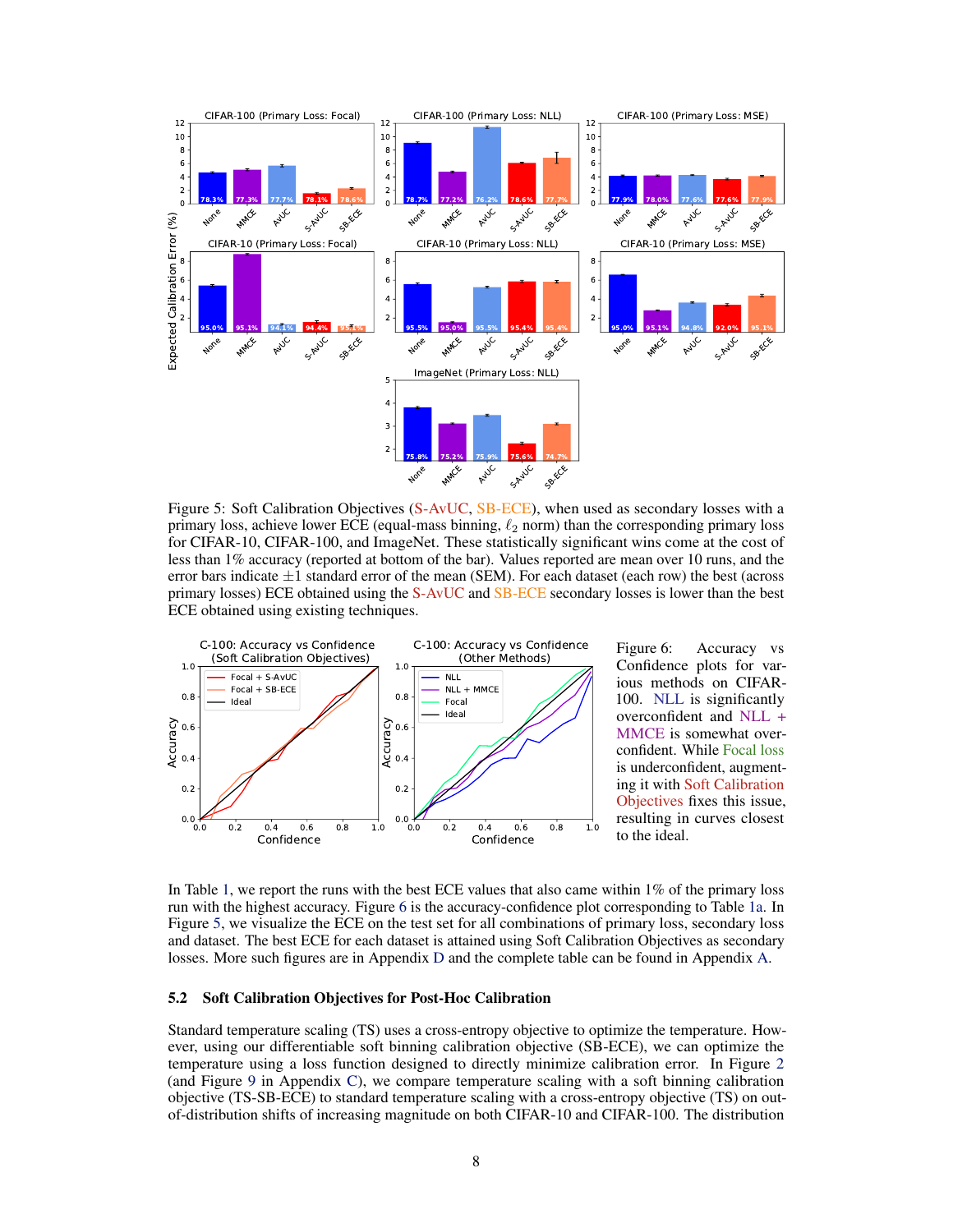Figure 5: Soft Calibration Objectives (S-AvUC, SB-ECE), when used as secondary losses with a primary loss, achieve lower ECE (equal-mass binning, $\ell_2$ norm) than the corresponding primary loss for CIFAR-10, CIFAR-100, and ImageNet. These statistically significant wins come at the cost of less than 1% accuracy (reported at bottom of the bar). Values reported are mean over 10 runs, and the error bars indicate $\pm1$ standard error of the mean (SEM). For each dataset (each row) the best (across primary losses) ECE obtained using the S-AvUC and SB-ECE secondary losses is lower than the best ECE obtained using existing techniques.

Figure 6: Accuracy vs Confidence plots for various methods on CIFAR-100. NLL is significantly overconfident and NLL + MMCE is somewhat overconfident. While Focal loss is underconfident, augmenting it with Soft Calibration Objectives fixes this issue, resulting in curves closest to the ideal.

In Table 1, we report the runs with the best ECE values that also came within 1% of the primary loss run with the highest accuracy. Figure 6 is the accuracy-confidence plot corresponding to Table 1a. In Figure 5, we visualize the ECE on the test set for all combinations of primary loss, secondary loss and dataset. The best ECE for each dataset is attained using Soft Calibration Objectives as secondary losses. More such figures are in Appendix D and the complete table can be found in Appendix A.

### 5.2 Soft Calibration Objectives for Post-Hoc Calibration

Standard temperature scaling (TS) uses a cross-entropy objective to optimize the temperature. However, using our differentiable soft binning calibration objective (SB-ECE), we can optimize the temperature using a loss function designed to directly minimize calibration error. In Figure 2 (and Figure 9 in Appendix C), we compare temperature scaling with a soft binning calibration objective (TS-SB-ECE) to standard temperature scaling with a cross-entropy objective (TS) on out-of-distribution shifts of increasing magnitude on both CIFAR-10 and CIFAR-100. The distribution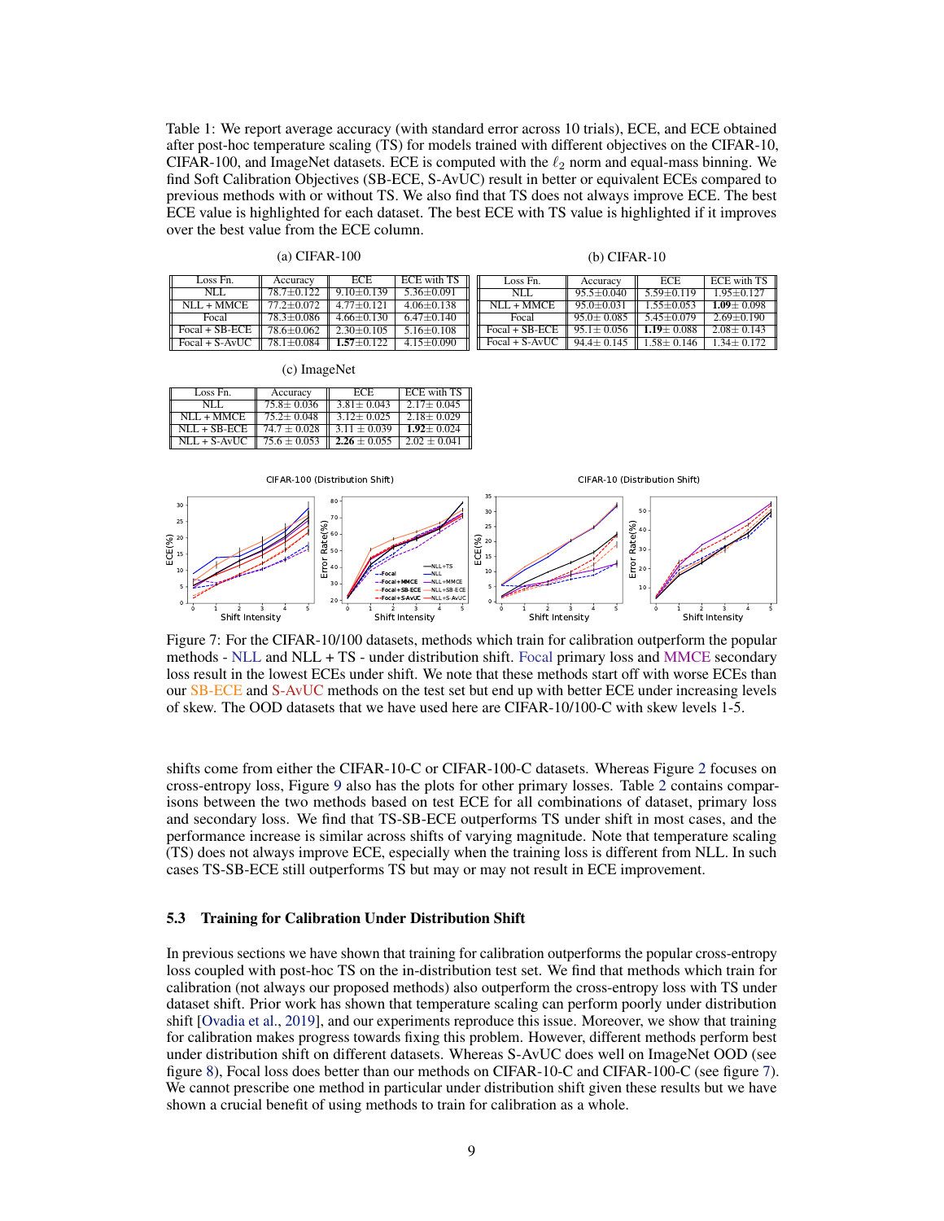Table 1: We report average accuracy (with standard error across 10 trials), ECE, and ECE obtained after post-hoc temperature scaling (TS) for models trained with different objectives on the CIFAR-10, CIFAR-100, and ImageNet datasets. ECE is computed with the $\ell_2$ norm and equal-mass binning. We find Soft Calibration Objectives (SB-ECE, S-AvUC) result in better or equivalent ECEs compared to previous methods with or without TS. We also find that TS does not always improve ECE. The best ECE value is highlighted for each dataset. The best ECE with TS value is highlighted if it improves over the best value from the ECE column.

(a) CIFAR-100

| Loss Fn. | Accuracy | ECE | ECE with TS |
|---|---|---|---|
| NLL | 78.7±0.122 | 9.10±0.139 | 5.36±0.091 |
| NLL + MMCE | 77.2±0.072 | 4.77±0.121 | 4.06±0.138 |
| Focal | 78.3±0.086 | 4.66±0.130 | 6.47±0.140 |
| Focal + SB-ECE | 78.6±0.062 | 2.30±0.105 | 5.16±0.108 |
| Focal + S-AvUC | 78.1±0.084 | **1.57**±0.122 | 4.15±0.090 |

(b) CIFAR-10

| Loss Fn. | Accuracy | ECE | ECE with TS |
|---|---|---|---|
| NLL | 95.5±0.040 | 5.59±0.119 | 1.95±0.127 |
| NLL + MMCE | 95.0±0.031 | 1.55±0.053 | **1.09**± 0.098 |
| Focal | 95.0± 0.085 | 5.45±0.079 | 2.69±0.190 |
| Focal + SB-ECE | 95.1± 0.056 | **1.19**± 0.088 | 2.08± 0.143 |
| Focal + S-AvUC | 94.4± 0.145 | 1.58± 0.146 | 1.34± 0.172 |

(c) ImageNet

| Loss Fn. | Accuracy | ECE | ECE with TS |
|---|---|---|---|
| NLL | 75.8± 0.036 | 3.81± 0.043 | 2.17± 0.045 |
| NLL + MMCE | 75.2± 0.048 | 3.12± 0.025 | 2.18± 0.029 |
| NLL + SB-ECE | 74.7 ± 0.028 | 3.11 ± 0.039 | **1.92**± 0.024 |
| NLL + S-AvUC | 75.6 ± 0.053 | **2.26** ± 0.055 | 2.02 ± 0.041 |

Figure 7: For the CIFAR-10/100 datasets, methods which train for calibration outperform the popular methods - NLL and NLL + TS - under distribution shift. Focal primary loss and MMCE secondary loss result in the lowest ECEs under shift. We note that these methods start off with worse ECEs than our SB-ECE and S-AvUC methods on the test set but end up with better ECE under increasing levels of skew. The OOD datasets that we have used here are CIFAR-10/100-C with skew levels 1-5.

shifts come from either the CIFAR-10-C or CIFAR-100-C datasets. Whereas Figure 2 focuses on cross-entropy loss, Figure 9 also has the plots for other primary losses. Table 2 contains comparisons between the two methods based on test ECE for all combinations of dataset, primary loss and secondary loss. We find that TS-SB-ECE outperforms TS under shift in most cases, and the performance increase is similar across shifts of varying magnitude. Note that temperature scaling (TS) does not always improve ECE, especially when the training loss is different from NLL. In such cases TS-SB-ECE still outperforms TS but may or may not result in ECE improvement.

### 5.3 Training for Calibration Under Distribution Shift

In previous sections we have shown that training for calibration outperforms the popular cross-entropy loss coupled with post-hoc TS on the in-distribution test set. We find that methods which train for calibration (not always our proposed methods) also outperform the cross-entropy loss with TS under dataset shift. Prior work has shown that temperature scaling can perform poorly under distribution shift [Ovadia et al., 2019], and our experiments reproduce this issue. Moreover, we show that training for calibration makes progress towards fixing this problem. However, different methods perform best under distribution shift on different datasets. Whereas S-AvUC does well on ImageNet OOD (see figure 8), Focal loss does better than our methods on CIFAR-10-C and CIFAR-100-C (see figure 7). We cannot prescribe one method in particular under distribution shift given these results but we have shown a crucial benefit of using methods to train for calibration as a whole.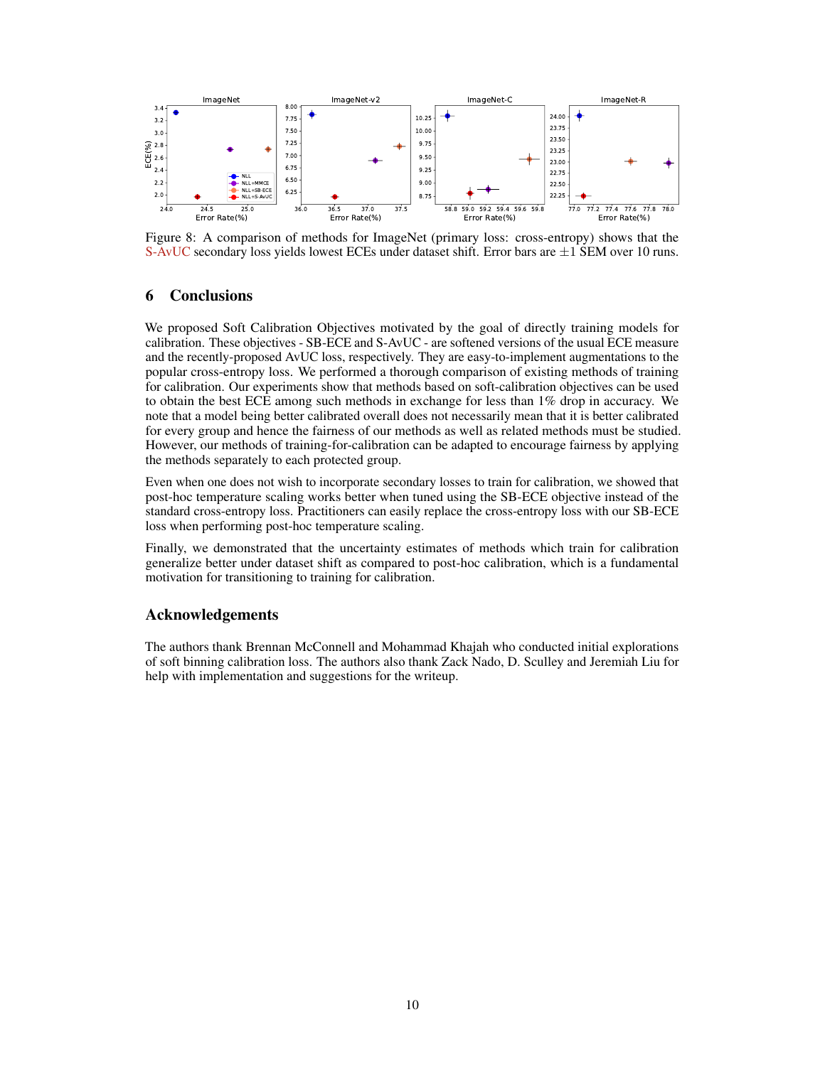Figure 8: A comparison of methods for ImageNet (primary loss: cross-entropy) shows that the S-AvUC secondary loss yields lowest ECEs under dataset shift. Error bars are $\pm 1$ SEM over 10 runs.

## 6 Conclusions

We proposed Soft Calibration Objectives motivated by the goal of directly training models for calibration. These objectives - SB-ECE and S-AvUC - are softened versions of the usual ECE measure and the recently-proposed AvUC loss, respectively. They are easy-to-implement augmentations to the popular cross-entropy loss. We performed a thorough comparison of existing methods of training for calibration. Our experiments show that methods based on soft-calibration objectives can be used to obtain the best ECE among such methods in exchange for less than 1% drop in accuracy. We note that a model being better calibrated overall does not necessarily mean that it is better calibrated for every group and hence the fairness of our methods as well as related methods must be studied. However, our methods of training-for-calibration can be adapted to encourage fairness by applying the methods separately to each protected group.

Even when one does not wish to incorporate secondary losses to train for calibration, we showed that post-hoc temperature scaling works better when tuned using the SB-ECE objective instead of the standard cross-entropy loss. Practitioners can easily replace the cross-entropy loss with our SB-ECE loss when performing post-hoc temperature scaling.

Finally, we demonstrated that the uncertainty estimates of methods which train for calibration generalize better under dataset shift as compared to post-hoc calibration, which is a fundamental motivation for transitioning to training for calibration.

## Acknowledgements

The authors thank Brennan McConnell and Mohammad Khajah who conducted initial explorations of soft binning calibration loss. The authors also thank Zack Nado, D. Sculley and Jeremiah Liu for help with implementation and suggestions for the writeup.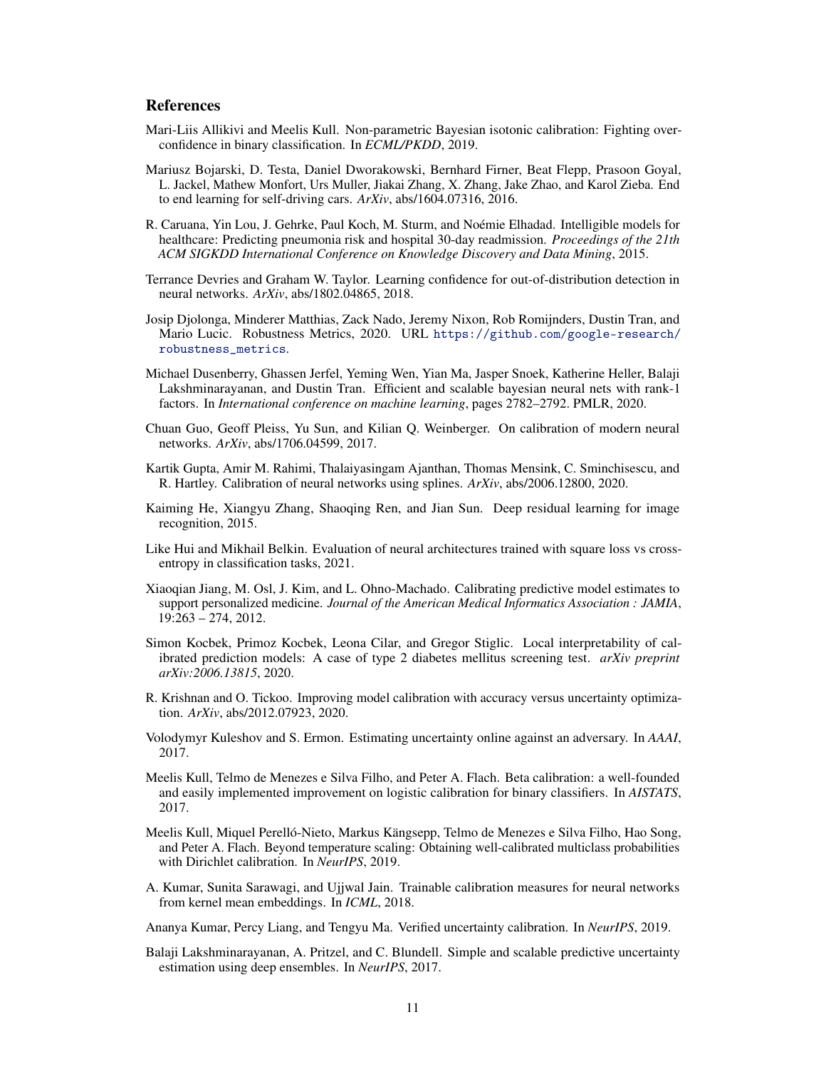## References

Mari-Liis Allikivi and Meelis Kull. Non-parametric Bayesian isotonic calibration: Fighting over-confidence in binary classification. In *ECML/PKDD*, 2019.

Mariusz Bojarski, D. Testa, Daniel Dworakowski, Bernhard Firner, Beat Flepp, Prasoon Goyal, L. Jackel, Mathew Monfort, Urs Muller, Jiakai Zhang, X. Zhang, Jake Zhao, and Karol Zieba. End to end learning for self-driving cars. *ArXiv*, abs/1604.07316, 2016.

R. Caruana, Yin Lou, J. Gehrke, Paul Koch, M. Sturm, and Noémie Elhadad. Intelligible models for healthcare: Predicting pneumonia risk and hospital 30-day readmission. *Proceedings of the 21th ACM SIGKDD International Conference on Knowledge Discovery and Data Mining*, 2015.

Terrance Devries and Graham W. Taylor. Learning confidence for out-of-distribution detection in neural networks. *ArXiv*, abs/1802.04865, 2018.

Josip Djolonga, Minderer Matthias, Zack Nado, Jeremy Nixon, Rob Romijnders, Dustin Tran, and Mario Lucic. Robustness Metrics, 2020. URL https://github.com/google-research/robustness_metrics.

Michael Dusenberry, Ghassen Jerfel, Yeming Wen, Yian Ma, Jasper Snoek, Katherine Heller, Balaji Lakshminarayanan, and Dustin Tran. Efficient and scalable bayesian neural nets with rank-1 factors. In *International conference on machine learning*, pages 2782–2792. PMLR, 2020.

Chuan Guo, Geoff Pleiss, Yu Sun, and Kilian Q. Weinberger. On calibration of modern neural networks. *ArXiv*, abs/1706.04599, 2017.

Kartik Gupta, Amir M. Rahimi, Thalaiyasingam Ajanthan, Thomas Mensink, C. Sminchisescu, and R. Hartley. Calibration of neural networks using splines. *ArXiv*, abs/2006.12800, 2020.

Kaiming He, Xiangyu Zhang, Shaoqing Ren, and Jian Sun. Deep residual learning for image recognition, 2015.

Like Hui and Mikhail Belkin. Evaluation of neural architectures trained with square loss vs cross-entropy in classification tasks, 2021.

Xiaoqian Jiang, M. Osl, J. Kim, and L. Ohno-Machado. Calibrating predictive model estimates to support personalized medicine. *Journal of the American Medical Informatics Association : JAMIA*, 19:263 – 274, 2012.

Simon Kocbek, Primoz Kocbek, Leona Cilar, and Gregor Stiglic. Local interpretability of calibrated prediction models: A case of type 2 diabetes mellitus screening test. *arXiv preprint arXiv:2006.13815*, 2020.

R. Krishnan and O. Tickoo. Improving model calibration with accuracy versus uncertainty optimization. *ArXiv*, abs/2012.07923, 2020.

Volodymyr Kuleshov and S. Ermon. Estimating uncertainty online against an adversary. In *AAAI*, 2017.

Meelis Kull, Telmo de Menezes e Silva Filho, and Peter A. Flach. Beta calibration: a well-founded and easily implemented improvement on logistic calibration for binary classifiers. In *AISTATS*, 2017.

Meelis Kull, Miquel Perelló-Nieto, Markus Kängsepp, Telmo de Menezes e Silva Filho, Hao Song, and Peter A. Flach. Beyond temperature scaling: Obtaining well-calibrated multiclass probabilities with Dirichlet calibration. In *NeurIPS*, 2019.

A. Kumar, Sunita Sarawagi, and Ujjwal Jain. Trainable calibration measures for neural networks from kernel mean embeddings. In *ICML*, 2018.

Ananya Kumar, Percy Liang, and Tengyu Ma. Verified uncertainty calibration. In *NeurIPS*, 2019.

Balaji Lakshminarayanan, A. Pritzel, and C. Blundell. Simple and scalable predictive uncertainty estimation using deep ensembles. In *NeurIPS*, 2017.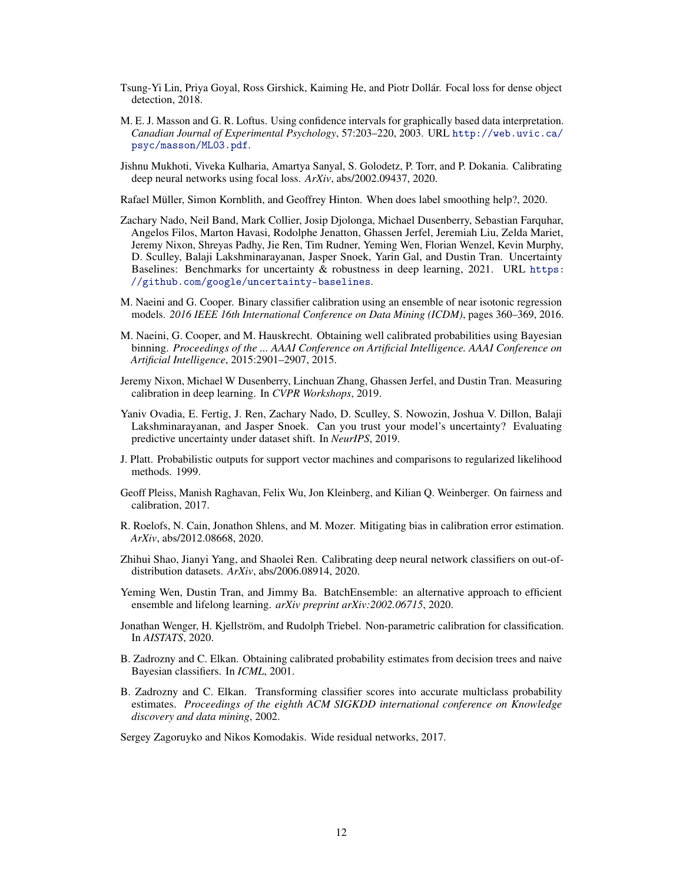Tsung-Yi Lin, Priya Goyal, Ross Girshick, Kaiming He, and Piotr Dollár. Focal loss for dense object detection, 2018.

M. E. J. Masson and G. R. Loftus. Using confidence intervals for graphically based data interpretation. *Canadian Journal of Experimental Psychology*, 57:203–220, 2003. URL http://web.uvic.ca/psyc/masson/ML03.pdf.

Jishnu Mukhoti, Viveka Kulharia, Amartya Sanyal, S. Golodetz, P. Torr, and P. Dokania. Calibrating deep neural networks using focal loss. *ArXiv*, abs/2002.09437, 2020.

Rafael Müller, Simon Kornblith, and Geoffrey Hinton. When does label smoothing help?, 2020.

Zachary Nado, Neil Band, Mark Collier, Josip Djolonga, Michael Dusenberry, Sebastian Farquhar, Angelos Filos, Marton Havasi, Rodolphe Jenatton, Ghassen Jerfel, Jeremiah Liu, Zelda Mariet, Jeremy Nixon, Shreyas Padhy, Jie Ren, Tim Rudner, Yeming Wen, Florian Wenzel, Kevin Murphy, D. Sculley, Balaji Lakshminarayanan, Jasper Snoek, Yarin Gal, and Dustin Tran. Uncertainty Baselines: Benchmarks for uncertainty & robustness in deep learning, 2021. URL https://github.com/google/uncertainty-baselines.

M. Naeini and G. Cooper. Binary classifier calibration using an ensemble of near isotonic regression models. *2016 IEEE 16th International Conference on Data Mining (ICDM)*, pages 360–369, 2016.

M. Naeini, G. Cooper, and M. Hauskrecht. Obtaining well calibrated probabilities using Bayesian binning. *Proceedings of the ... AAAI Conference on Artificial Intelligence. AAAI Conference on Artificial Intelligence*, 2015:2901–2907, 2015.

Jeremy Nixon, Michael W Dusenberry, Linchuan Zhang, Ghassen Jerfel, and Dustin Tran. Measuring calibration in deep learning. In *CVPR Workshops*, 2019.

Yaniv Ovadia, E. Fertig, J. Ren, Zachary Nado, D. Sculley, S. Nowozin, Joshua V. Dillon, Balaji Lakshminarayanan, and Jasper Snoek. Can you trust your model's uncertainty? Evaluating predictive uncertainty under dataset shift. In *NeurIPS*, 2019.

J. Platt. Probabilistic outputs for support vector machines and comparisons to regularized likelihood methods. 1999.

Geoff Pleiss, Manish Raghavan, Felix Wu, Jon Kleinberg, and Kilian Q. Weinberger. On fairness and calibration, 2017.

R. Roelofs, N. Cain, Jonathon Shlens, and M. Mozer. Mitigating bias in calibration error estimation. *ArXiv*, abs/2012.08668, 2020.

Zhihui Shao, Jianyi Yang, and Shaolei Ren. Calibrating deep neural network classifiers on out-of-distribution datasets. *ArXiv*, abs/2006.08914, 2020.

Yeming Wen, Dustin Tran, and Jimmy Ba. BatchEnsemble: an alternative approach to efficient ensemble and lifelong learning. *arXiv preprint arXiv:2002.06715*, 2020.

Jonathan Wenger, H. Kjellström, and Rudolph Triebel. Non-parametric calibration for classification. In *AISTATS*, 2020.

B. Zadrozny and C. Elkan. Obtaining calibrated probability estimates from decision trees and naive Bayesian classifiers. In *ICML*, 2001.

B. Zadrozny and C. Elkan. Transforming classifier scores into accurate multiclass probability estimates. *Proceedings of the eighth ACM SIGKDD international conference on Knowledge discovery and data mining*, 2002.

Sergey Zagoruyko and Nikos Komodakis. Wide residual networks, 2017.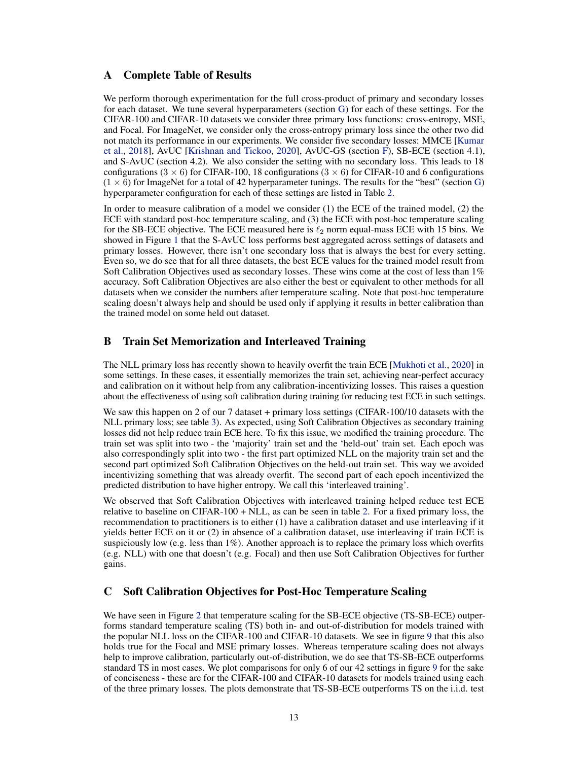## A Complete Table of Results

We perform thorough experimentation for the full cross-product of primary and secondary losses for each dataset. We tune several hyperparameters (section G) for each of these settings. For the CIFAR-100 and CIFAR-10 datasets we consider three primary loss functions: cross-entropy, MSE, and Focal. For ImageNet, we consider only the cross-entropy primary loss since the other two did not match its performance in our experiments. We consider five secondary losses: MMCE [Kumar et al., 2018], AvUC [Krishnan and Tickoo, 2020], AvUC-GS (section F), SB-ECE (section 4.1), and S-AvUC (section 4.2). We also consider the setting with no secondary loss. This leads to 18 configurations ($3 \times 6$) for CIFAR-100, 18 configurations ($3 \times 6$) for CIFAR-10 and 6 configurations ($1 \times 6$) for ImageNet for a total of 42 hyperparameter tunings. The results for the "best" (section G) hyperparameter configuration for each of these settings are listed in Table 2.

In order to measure calibration of a model we consider (1) the ECE of the trained model, (2) the ECE with standard post-hoc temperature scaling, and (3) the ECE with post-hoc temperature scaling for the SB-ECE objective. The ECE measured here is $\ell_2$ norm equal-mass ECE with 15 bins. We showed in Figure 1 that the S-AvUC loss performs best aggregated across settings of datasets and primary losses. However, there isn't one secondary loss that is always the best for every setting. Even so, we do see that for all three datasets, the best ECE values for the trained model result from Soft Calibration Objectives used as secondary losses. These wins come at the cost of less than 1% accuracy. Soft Calibration Objectives are also either the best or equivalent to other methods for all datasets when we consider the numbers after temperature scaling. Note that post-hoc temperature scaling doesn't always help and should be used only if applying it results in better calibration than the trained model on some held out dataset.

## B Train Set Memorization and Interleaved Training

The NLL primary loss has recently shown to heavily overfit the train ECE [Mukhoti et al., 2020] in some settings. In these cases, it essentially memorizes the train set, achieving near-perfect accuracy and calibration on it without help from any calibration-incentivizing losses. This raises a question about the effectiveness of using soft calibration during training for reducing test ECE in such settings.

We saw this happen on 2 of our 7 dataset + primary loss settings (CIFAR-100/10 datasets with the NLL primary loss; see table 3). As expected, using Soft Calibration Objectives as secondary training losses did not help reduce train ECE here. To fix this issue, we modified the training procedure. The train set was split into two - the 'majority' train set and the 'held-out' train set. Each epoch was also correspondingly split into two - the first part optimized NLL on the majority train set and the second part optimized Soft Calibration Objectives on the held-out train set. This way we avoided incentivizing something that was already overfit. The second part of each epoch incentivized the predicted distribution to have higher entropy. We call this 'interleaved training'.

We observed that Soft Calibration Objectives with interleaved training helped reduce test ECE relative to baseline on CIFAR-100 + NLL, as can be seen in table 2. For a fixed primary loss, the recommendation to practitioners is to either (1) have a calibration dataset and use interleaving if it yields better ECE on it or (2) in absence of a calibration dataset, use interleaving if train ECE is suspiciously low (e.g. less than 1%). Another approach is to replace the primary loss which overfits (e.g. NLL) with one that doesn't (e.g. Focal) and then use Soft Calibration Objectives for further gains.

## C Soft Calibration Objectives for Post-Hoc Temperature Scaling

We have seen in Figure 2 that temperature scaling for the SB-ECE objective (TS-SB-ECE) outperforms standard temperature scaling (TS) both in- and out-of-distribution for models trained with the popular NLL loss on the CIFAR-100 and CIFAR-10 datasets. We see in figure 9 that this also holds true for the Focal and MSE primary losses. Whereas temperature scaling does not always help to improve calibration, particularly out-of-distribution, we do see that TS-SB-ECE outperforms standard TS in most cases. We plot comparisons for only 6 of our 42 settings in figure 9 for the sake of conciseness - these are for the CIFAR-100 and CIFAR-10 datasets for models trained using each of the three primary losses. The plots demonstrate that TS-SB-ECE outperforms TS on the i.i.d. test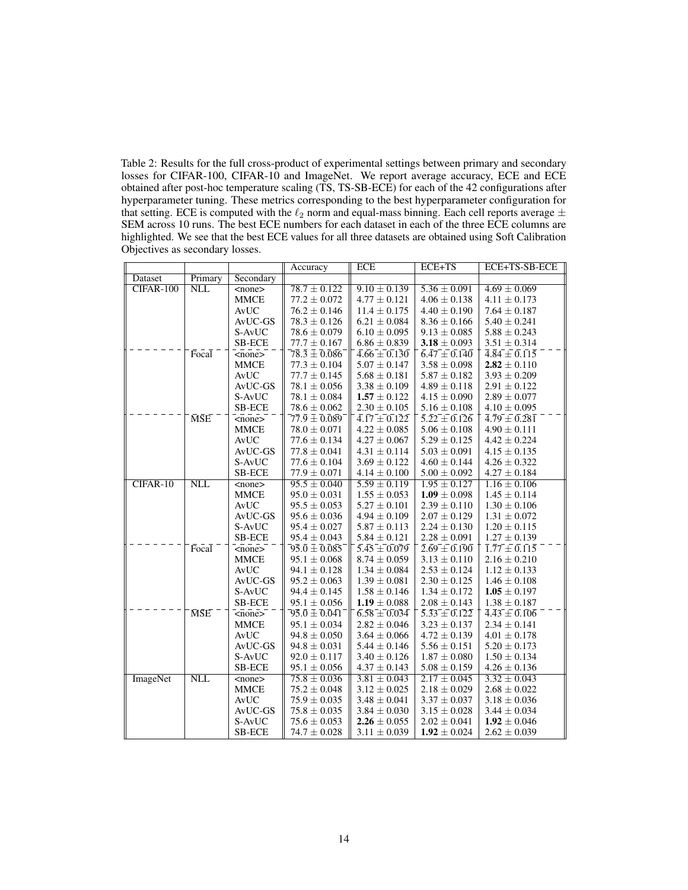Table 2: Results for the full cross-product of experimental settings between primary and secondary losses for CIFAR-100, CIFAR-10 and ImageNet. We report average accuracy, ECE and ECE obtained after post-hoc temperature scaling (TS, TS-SB-ECE) for each of the 42 configurations after hyperparameter tuning. These metrics corresponding to the best hyperparameter configuration for that setting. ECE is computed with the $\ell_2$ norm and equal-mass binning. Each cell reports average $\pm$ SEM across 10 runs. The best ECE numbers for each dataset in each of the three ECE columns are highlighted. We see that the best ECE values for all three datasets are obtained using Soft Calibration Objectives as secondary losses.

| Dataset | Primary | Secondary | Accuracy | ECE | ECE+TS | ECE+TS-SB-ECE |
|---|---|---|---|---|---|---|
| CIFAR-100 | NLL | <none> | $78.7 \pm 0.122$ | $9.10 \pm 0.139$ | $5.36 \pm 0.091$ | $4.69 \pm 0.069$ |
| | | MMCE | $77.2 \pm 0.072$ | $4.77 \pm 0.121$ | $4.06 \pm 0.138$ | $4.11 \pm 0.173$ |
| | | AvUC | $76.2 \pm 0.146$ | $11.4 \pm 0.175$ | $4.40 \pm 0.190$ | $7.64 \pm 0.187$ |
| | | AvUC-GS | $78.3 \pm 0.126$ | $6.21 \pm 0.084$ | $8.36 \pm 0.166$ | $5.40 \pm 0.241$ |
| | | S-AvUC | $78.6 \pm 0.079$ | $6.10 \pm 0.095$ | $9.13 \pm 0.085$ | $5.88 \pm 0.243$ |
| | | SB-ECE | $77.7 \pm 0.167$ | $6.86 \pm 0.839$ | $\mathbf{3.18} \pm 0.093$ | $3.51 \pm 0.314$ |
| | Focal | <none> | $78.3 \pm 0.086$ | $4.66 \pm 0.130$ | $6.47 \pm 0.140$ | $4.84 \pm 0.115$ |
| | | MMCE | $77.3 \pm 0.104$ | $5.07 \pm 0.147$ | $3.58 \pm 0.098$ | $\mathbf{2.82} \pm 0.110$ |
| | | AvUC | $77.7 \pm 0.145$ | $5.68 \pm 0.181$ | $5.87 \pm 0.182$ | $3.93 \pm 0.209$ |
| | | AvUC-GS | $78.1 \pm 0.056$ | $3.38 \pm 0.109$ | $4.89 \pm 0.118$ | $2.91 \pm 0.122$ |
| | | S-AvUC | $78.1 \pm 0.084$ | $\mathbf{1.57} \pm 0.122$ | $4.15 \pm 0.090$ | $2.89 \pm 0.077$ |
| | | SB-ECE | $78.6 \pm 0.062$ | $2.30 \pm 0.105$ | $5.16 \pm 0.108$ | $4.10 \pm 0.095$ |
| | MSE | <none> | $77.9 \pm 0.089$ | $4.17 \pm 0.122$ | $5.22 \pm 0.126$ | $4.79 \pm 0.281$ |
| | | MMCE | $78.0 \pm 0.071$ | $4.22 \pm 0.085$ | $5.06 \pm 0.108$ | $4.90 \pm 0.111$ |
| | | AvUC | $77.6 \pm 0.134$ | $4.27 \pm 0.067$ | $5.29 \pm 0.125$ | $4.42 \pm 0.224$ |
| | | AvUC-GS | $77.8 \pm 0.041$ | $4.31 \pm 0.114$ | $5.03 \pm 0.091$ | $4.15 \pm 0.135$ |
| | | S-AvUC | $77.6 \pm 0.104$ | $3.69 \pm 0.122$ | $4.60 \pm 0.144$ | $4.26 \pm 0.322$ |
| | | SB-ECE | $77.9 \pm 0.071$ | $4.14 \pm 0.100$ | $5.00 \pm 0.092$ | $4.27 \pm 0.184$ |
| CIFAR-10 | NLL | <none> | $95.5 \pm 0.040$ | $5.59 \pm 0.119$ | $1.95 \pm 0.127$ | $1.16 \pm 0.106$ |
| | | MMCE | $95.0 \pm 0.031$ | $1.55 \pm 0.053$ | $\mathbf{1.09} \pm 0.098$ | $1.45 \pm 0.114$ |
| | | AvUC | $95.5 \pm 0.053$ | $5.27 \pm 0.101$ | $2.39 \pm 0.110$ | $1.30 \pm 0.106$ |
| | | AvUC-GS | $95.6 \pm 0.036$ | $4.94 \pm 0.109$ | $2.07 \pm 0.129$ | $1.31 \pm 0.072$ |
| | | S-AvUC | $95.4 \pm 0.027$ | $5.87 \pm 0.113$ | $2.24 \pm 0.130$ | $1.20 \pm 0.115$ |
| | | SB-ECE | $95.4 \pm 0.043$ | $5.84 \pm 0.121$ | $2.28 \pm 0.091$ | $1.27 \pm 0.139$ |
| | Focal | <none> | $95.0 \pm 0.085$ | $5.45 \pm 0.079$ | $2.69 \pm 0.190$ | $1.77 \pm 0.115$ |
| | | MMCE | $95.1 \pm 0.068$ | $8.74 \pm 0.059$ | $3.13 \pm 0.110$ | $2.16 \pm 0.210$ |
| | | AvUC | $94.1 \pm 0.128$ | $1.34 \pm 0.084$ | $2.53 \pm 0.124$ | $1.12 \pm 0.133$ |
| | | AvUC-GS | $95.2 \pm 0.063$ | $1.39 \pm 0.081$ | $2.30 \pm 0.125$ | $1.46 \pm 0.108$ |
| | | S-AvUC | $94.4 \pm 0.145$ | $1.58 \pm 0.146$ | $1.34 \pm 0.172$ | $\mathbf{1.05} \pm 0.197$ |
| | | SB-ECE | $95.1 \pm 0.056$ | $\mathbf{1.19} \pm 0.088$ | $2.08 \pm 0.143$ | $1.38 \pm 0.187$ |
| | MSE | <none> | $95.0 \pm 0.041$ | $6.58 \pm 0.034$ | $5.33 \pm 0.122$ | $4.43 \pm 0.106$ |
| | | MMCE | $95.1 \pm 0.034$ | $2.82 \pm 0.046$ | $3.23 \pm 0.137$ | $2.34 \pm 0.141$ |
| | | AvUC | $94.8 \pm 0.050$ | $3.64 \pm 0.066$ | $4.72 \pm 0.139$ | $4.01 \pm 0.178$ |
| | | AvUC-GS | $94.8 \pm 0.031$ | $5.44 \pm 0.146$ | $5.56 \pm 0.151$ | $5.20 \pm 0.173$ |
| | | S-AvUC | $92.0 \pm 0.117$ | $3.40 \pm 0.126$ | $1.87 \pm 0.080$ | $1.50 \pm 0.134$ |
| | | SB-ECE | $95.1 \pm 0.056$ | $4.37 \pm 0.143$ | $5.08 \pm 0.159$ | $4.26 \pm 0.136$ |
| ImageNet | NLL | <none> | $75.8 \pm 0.036$ | $3.81 \pm 0.043$ | $2.17 \pm 0.045$ | $3.32 \pm 0.043$ |
| | | MMCE | $75.2 \pm 0.048$ | $3.12 \pm 0.025$ | $2.18 \pm 0.029$ | $2.68 \pm 0.022$ |
| | | AvUC | $75.9 \pm 0.035$ | $3.48 \pm 0.041$ | $3.37 \pm 0.037$ | $3.18 \pm 0.036$ |
| | | AvUC-GS | $75.8 \pm 0.035$ | $3.84 \pm 0.030$ | $3.15 \pm 0.028$ | $3.44 \pm 0.034$ |
| | | S-AvUC | $75.6 \pm 0.053$ | $\mathbf{2.26} \pm 0.055$ | $2.02 \pm 0.041$ | $\mathbf{1.92} \pm 0.046$ |
| | | SB-ECE | $74.7 \pm 0.028$ | $3.11 \pm 0.039$ | $\mathbf{1.92} \pm 0.024$ | $2.62 \pm 0.039$ |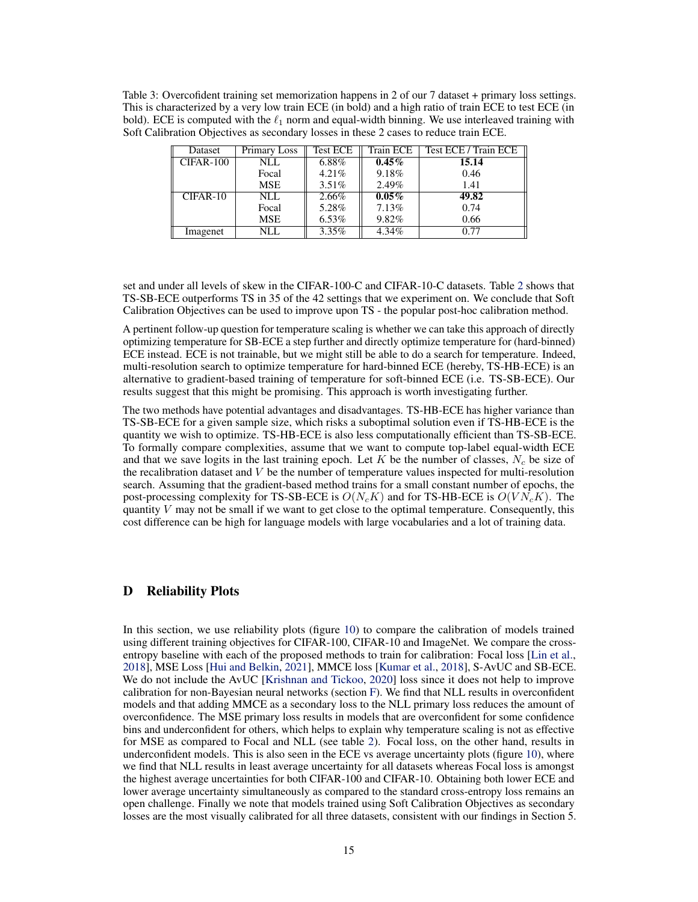Table 3: Overcofident training set memorization happens in 2 of our 7 dataset + primary loss settings. This is characterized by a very low train ECE (in bold) and a high ratio of train ECE to test ECE (in bold). ECE is computed with the $\ell_1$ norm and equal-width binning. We use interleaved training with Soft Calibration Objectives as secondary losses in these 2 cases to reduce train ECE.

| Dataset | Primary Loss | Test ECE | Train ECE | Test ECE / Train ECE |
|---|---|---|---|---|
| CIFAR-100 | NLL | 6.88% | **0.45%** | **15.14** |
| | Focal | 4.21% | 9.18% | 0.46 |
| | MSE | 3.51% | 2.49% | 1.41 |
| CIFAR-10 | NLL | 2.66% | **0.05%** | **49.82** |
| | Focal | 5.28% | 7.13% | 0.74 |
| | MSE | 6.53% | 9.82% | 0.66 |
| Imagenet | NLL | 3.35% | 4.34% | 0.77 |

set and under all levels of skew in the CIFAR-100-C and CIFAR-10-C datasets. Table 2 shows that TS-SB-ECE outperforms TS in 35 of the 42 settings that we experiment on. We conclude that Soft Calibration Objectives can be used to improve upon TS - the popular post-hoc calibration method.

A pertinent follow-up question for temperature scaling is whether we can take this approach of directly optimizing temperature for SB-ECE a step further and directly optimize temperature for (hard-binned) ECE instead. ECE is not trainable, but we might still be able to do a search for temperature. Indeed, multi-resolution search to optimize temperature for hard-binned ECE (hereby, TS-HB-ECE) is an alternative to gradient-based training of temperature for soft-binned ECE (i.e. TS-SB-ECE). Our results suggest that this might be promising. This approach is worth investigating further.

The two methods have potential advantages and disadvantages. TS-HB-ECE has higher variance than TS-SB-ECE for a given sample size, which risks a suboptimal solution even if TS-HB-ECE is the quantity we wish to optimize. TS-HB-ECE is also less computationally efficient than TS-SB-ECE. To formally compare complexities, assume that we want to compute top-label equal-width ECE and that we save logits in the last training epoch. Let $K$ be the number of classes, $N_c$ be size of the recalibration dataset and $V$ be the number of temperature values inspected for multi-resolution search. Assuming that the gradient-based method trains for a small constant number of epochs, the post-processing complexity for TS-SB-ECE is $O(N_c K)$ and for TS-HB-ECE is $O(V N_c K)$. The quantity $V$ may not be small if we want to get close to the optimal temperature. Consequently, this cost difference can be high for language models with large vocabularies and a lot of training data.

# D Reliability Plots

In this section, we use reliability plots (figure 10) to compare the calibration of models trained using different training objectives for CIFAR-100, CIFAR-10 and ImageNet. We compare the cross-entropy baseline with each of the proposed methods to train for calibration: Focal loss [Lin et al., 2018], MSE Loss [Hui and Belkin, 2021], MMCE loss [Kumar et al., 2018], S-AvUC and SB-ECE. We do not include the AvUC [Krishnan and Tickoo, 2020] loss since it does not help to improve calibration for non-Bayesian neural networks (section F). We find that NLL results in overconfident models and that adding MMCE as a secondary loss to the NLL primary loss reduces the amount of overconfidence. The MSE primary loss results in models that are overconfident for some confidence bins and underconfident for others, which helps to explain why temperature scaling is not as effective for MSE as compared to Focal and NLL (see table 2). Focal loss, on the other hand, results in underconfident models. This is also seen in the ECE vs average uncertainty plots (figure 10), where we find that NLL results in least average uncertainty for all datasets whereas Focal loss is amongst the highest average uncertainties for both CIFAR-100 and CIFAR-10. Obtaining both lower ECE and lower average uncertainty simultaneously as compared to the standard cross-entropy loss remains an open challenge. Finally we note that models trained using Soft Calibration Objectives as secondary losses are the most visually calibrated for all three datasets, consistent with our findings in Section 5.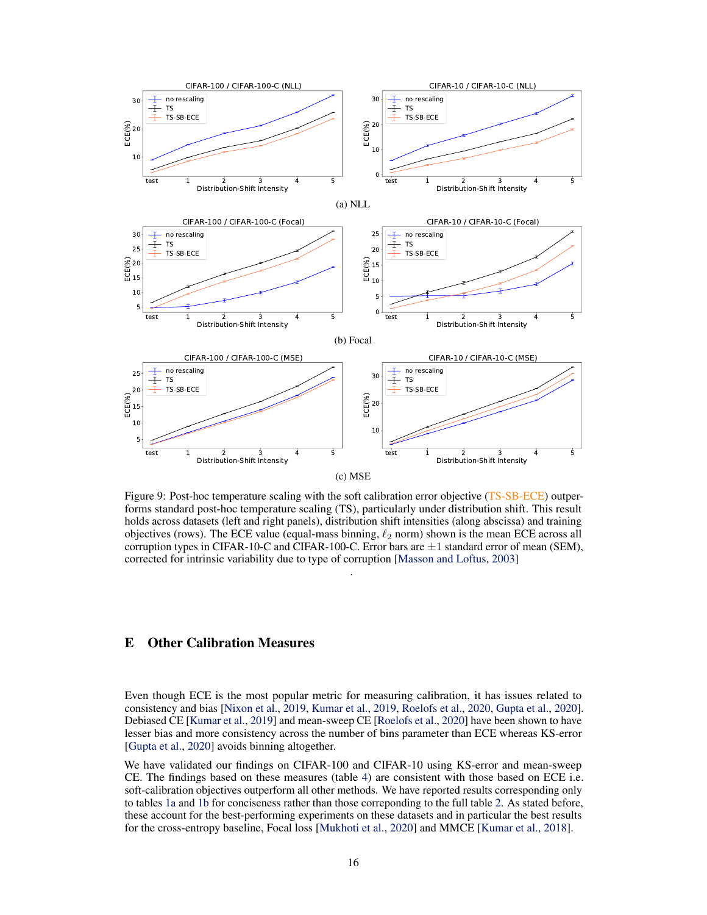(a) NLL

(b) Focal

(c) MSE

Figure 9: Post-hoc temperature scaling with the soft calibration error objective (TS-SB-ECE) outperforms standard post-hoc temperature scaling (TS), particularly under distribution shift. This result holds across datasets (left and right panels), distribution shift intensities (along abscissa) and training objectives (rows). The ECE value (equal-mass binning, $\ell_2$ norm) shown is the mean ECE across all corruption types in CIFAR-10-C and CIFAR-100-C. Error bars are $\pm 1$ standard error of mean (SEM), corrected for intrinsic variability due to type of corruption [Masson and Loftus, 2003]

.

# E Other Calibration Measures

Even though ECE is the most popular metric for measuring calibration, it has issues related to consistency and bias [Nixon et al., 2019, Kumar et al., 2019, Roelofs et al., 2020, Gupta et al., 2020]. Debiased CE [Kumar et al., 2019] and mean-sweep CE [Roelofs et al., 2020] have been shown to have lesser bias and more consistency across the number of bins parameter than ECE whereas KS-error [Gupta et al., 2020] avoids binning altogether.

We have validated our findings on CIFAR-100 and CIFAR-10 using KS-error and mean-sweep CE. The findings based on these measures (table 4) are consistent with those based on ECE i.e. soft-calibration objectives outperform all other methods. We have reported results corresponding only to tables 1a and 1b for conciseness rather than those correponding to the full table 2. As stated before, these account for the best-performing experiments on these datasets and in particular the best results for the cross-entropy baseline, Focal loss [Mukhoti et al., 2020] and MMCE [Kumar et al., 2018].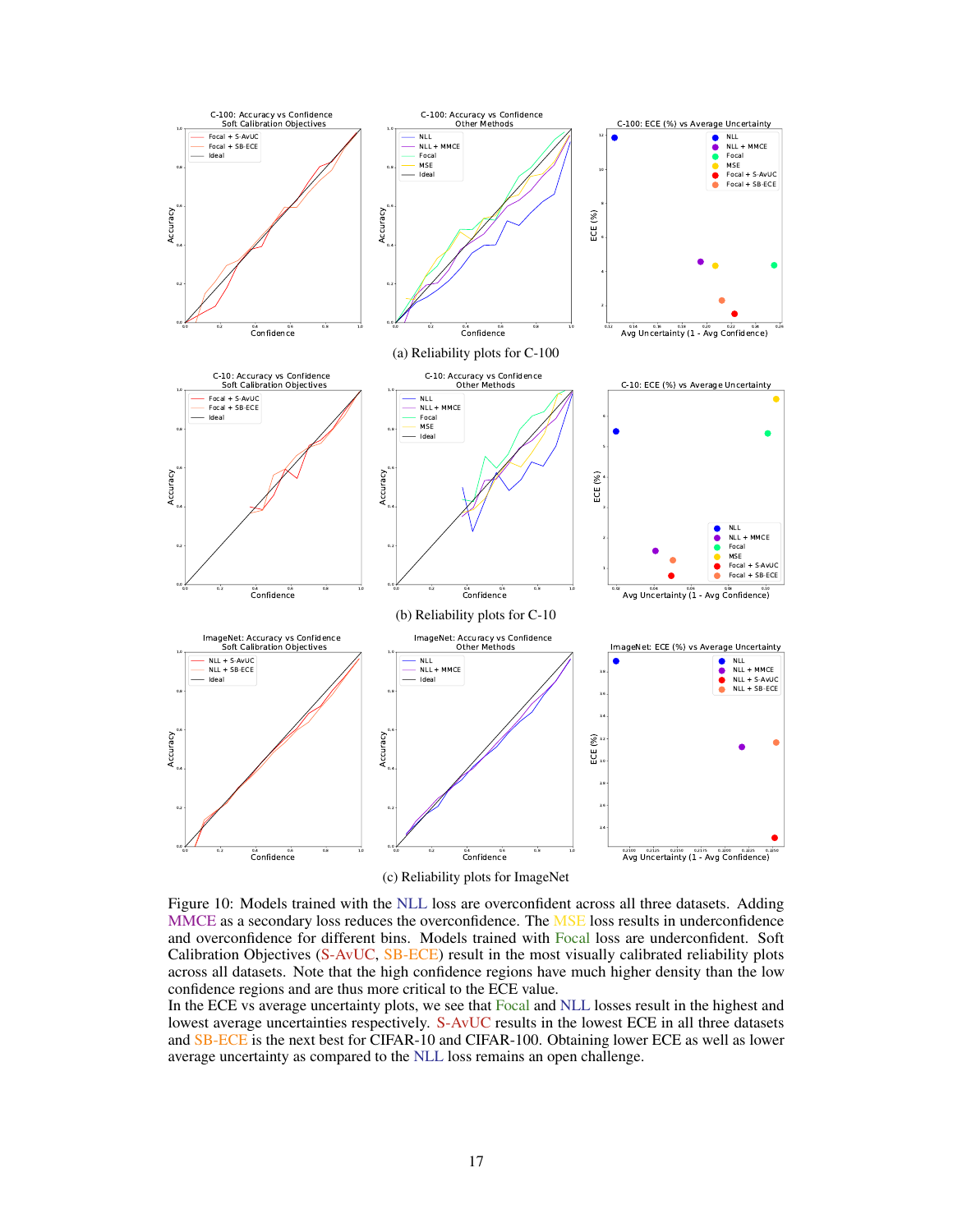(a) Reliability plots for C-100

(b) Reliability plots for C-10

(c) Reliability plots for ImageNet

Figure 10: Models trained with the NLL loss are overconfident across all three datasets. Adding MMCE as a secondary loss reduces the overconfidence. The MSE loss results in underconfidence and overconfidence for different bins. Models trained with Focal loss are underconfident. Soft Calibration Objectives (S-AvUC, SB-ECE) result in the most visually calibrated reliability plots across all datasets. Note that the high confidence regions have much higher density than the low confidence regions and are thus more critical to the ECE value.
In the ECE vs average uncertainty plots, we see that Focal and NLL losses result in the highest and lowest average uncertainties respectively. S-AvUC results in the lowest ECE in all three datasets and SB-ECE is the next best for CIFAR-10 and CIFAR-100. Obtaining lower ECE as well as lower average uncertainty as compared to the NLL loss remains an open challenge.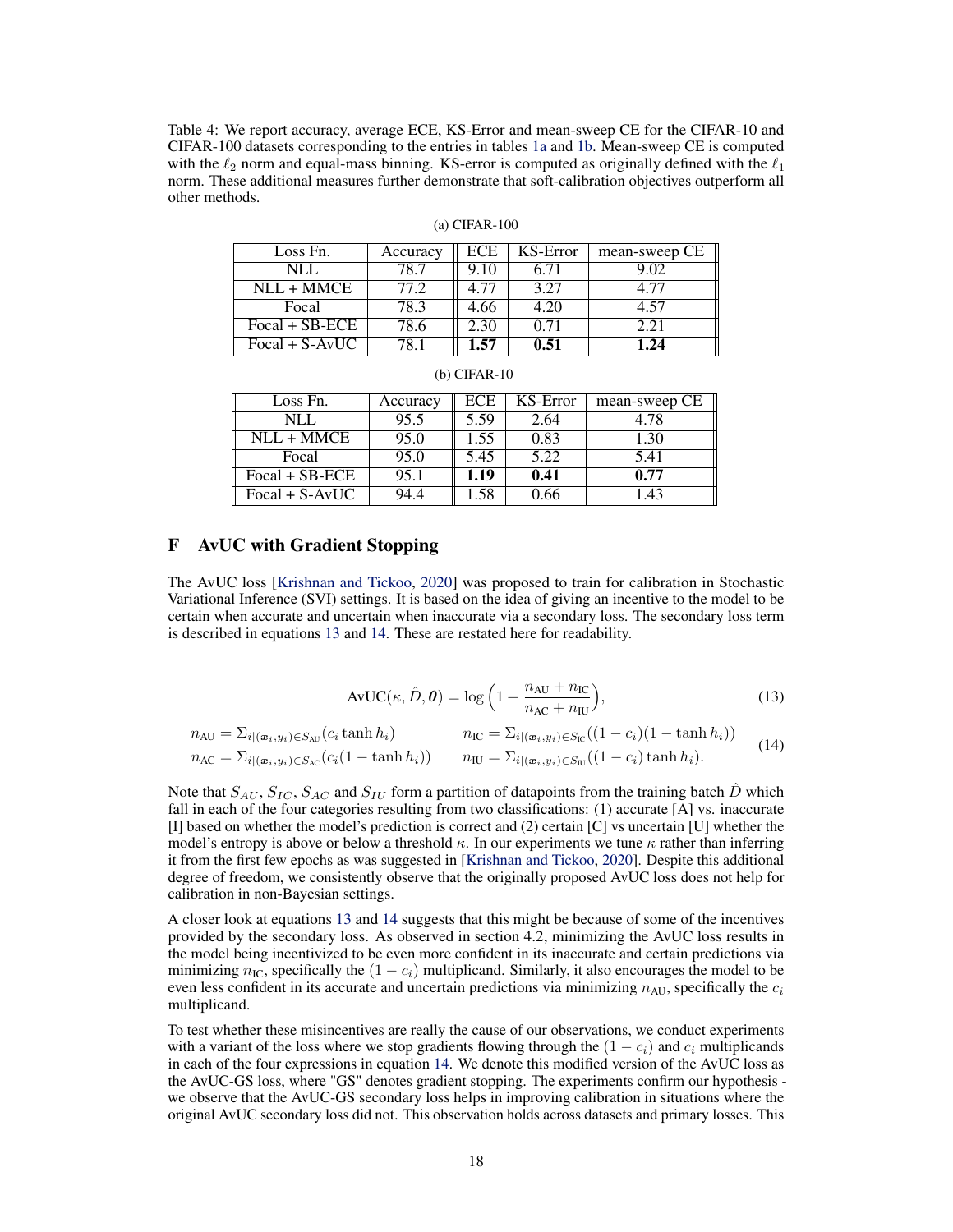Table 4: We report accuracy, average ECE, KS-Error and mean-sweep CE for the CIFAR-10 and CIFAR-100 datasets corresponding to the entries in tables 1a and 1b. Mean-sweep CE is computed with the $\ell_2$ norm and equal-mass binning. KS-error is computed as originally defined with the $\ell_1$ norm. These additional measures further demonstrate that soft-calibration objectives outperform all other methods.

(a) CIFAR-100

| Loss Fn. | Accuracy | ECE | KS-Error | mean-sweep CE |
|---|---|---|---|---|
| NLL | 78.7 | 9.10 | 6.71 | 9.02 |
| NLL + MMCE | 77.2 | 4.77 | 3.27 | 4.77 |
| Focal | 78.3 | 4.66 | 4.20 | 4.57 |
| Focal + SB-ECE | 78.6 | 2.30 | 0.71 | 2.21 |
| Focal + S-AvUC | 78.1 | **1.57** | **0.51** | **1.24** |

(b) CIFAR-10

| Loss Fn. | Accuracy | ECE | KS-Error | mean-sweep CE |
|---|---|---|---|---|
| NLL | 95.5 | 5.59 | 2.64 | 4.78 |
| NLL + MMCE | 95.0 | 1.55 | 0.83 | 1.30 |
| Focal | 95.0 | 5.45 | 5.22 | 5.41 |
| Focal + SB-ECE | 95.1 | **1.19** | **0.41** | **0.77** |
| Focal + S-AvUC | 94.4 | 1.58 | 0.66 | 1.43 |

## F AvUC with Gradient Stopping

The AvUC loss [Krishnan and Tickoo, 2020] was proposed to train for calibration in Stochastic Variational Inference (SVI) settings. It is based on the idea of giving an incentive to the model to be certain when accurate and uncertain when inaccurate via a secondary loss. The secondary loss term is described in equations 13 and 14. These are restated here for readability.

$$\text{AvUC}(\kappa, \hat{D}, \boldsymbol{\theta}) = \log\Big(1 + \frac{n_{\text{AU}} + n_{\text{IC}}}{n_{\text{AC}} + n_{\text{IU}}}\Big), \tag{13}$$

$$\begin{aligned} n_{\text{AU}} &= \Sigma_{i|(\boldsymbol{x}_i, y_i) \in S_{\text{AU}}}(c_i \tanh h_i) \qquad & n_{\text{IC}} &= \Sigma_{i|(\boldsymbol{x}_i, y_i) \in S_{\text{IC}}}((1 - c_i)(1 - \tanh h_i)) \\ n_{\text{AC}} &= \Sigma_{i|(\boldsymbol{x}_i, y_i) \in S_{\text{AC}}}(c_i(1 - \tanh h_i)) \qquad & n_{\text{IU}} &= \Sigma_{i|(\boldsymbol{x}_i, y_i) \in S_{\text{IU}}}((1 - c_i) \tanh h_i). \end{aligned} \tag{14}$$

Note that $S_{AU}$, $S_{IC}$, $S_{AC}$ and $S_{IU}$ form a partition of datapoints from the training batch $\hat{D}$ which fall in each of the four categories resulting from two classifications: (1) accurate [A] vs. inaccurate [I] based on whether the model's prediction is correct and (2) certain [C] vs uncertain [U] whether the model's entropy is above or below a threshold $\kappa$. In our experiments we tune $\kappa$ rather than inferring it from the first few epochs as was suggested in [Krishnan and Tickoo, 2020]. Despite this additional degree of freedom, we consistently observe that the originally proposed AvUC loss does not help for calibration in non-Bayesian settings.

A closer look at equations 13 and 14 suggests that this might be because of some of the incentives provided by the secondary loss. As observed in section 4.2, minimizing the AvUC loss results in the model being incentivized to be even more confident in its inaccurate and certain predictions via minimizing $n_{\text{IC}}$, specifically the $(1 - c_i)$ multiplicand. Similarly, it also encourages the model to be even less confident in its accurate and uncertain predictions via minimizing $n_{\text{AU}}$, specifically the $c_i$ multiplicand.

To test whether these misincentives are really the cause of our observations, we conduct experiments with a variant of the loss where we stop gradients flowing through the $(1 - c_i)$ and $c_i$ multiplicands in each of the four expressions in equation 14. We denote this modified version of the AvUC loss as the AvUC-GS loss, where "GS" denotes gradient stopping. The experiments confirm our hypothesis - we observe that the AvUC-GS secondary loss helps in improving calibration in situations where the original AvUC secondary loss did not. This observation holds across datasets and primary losses. This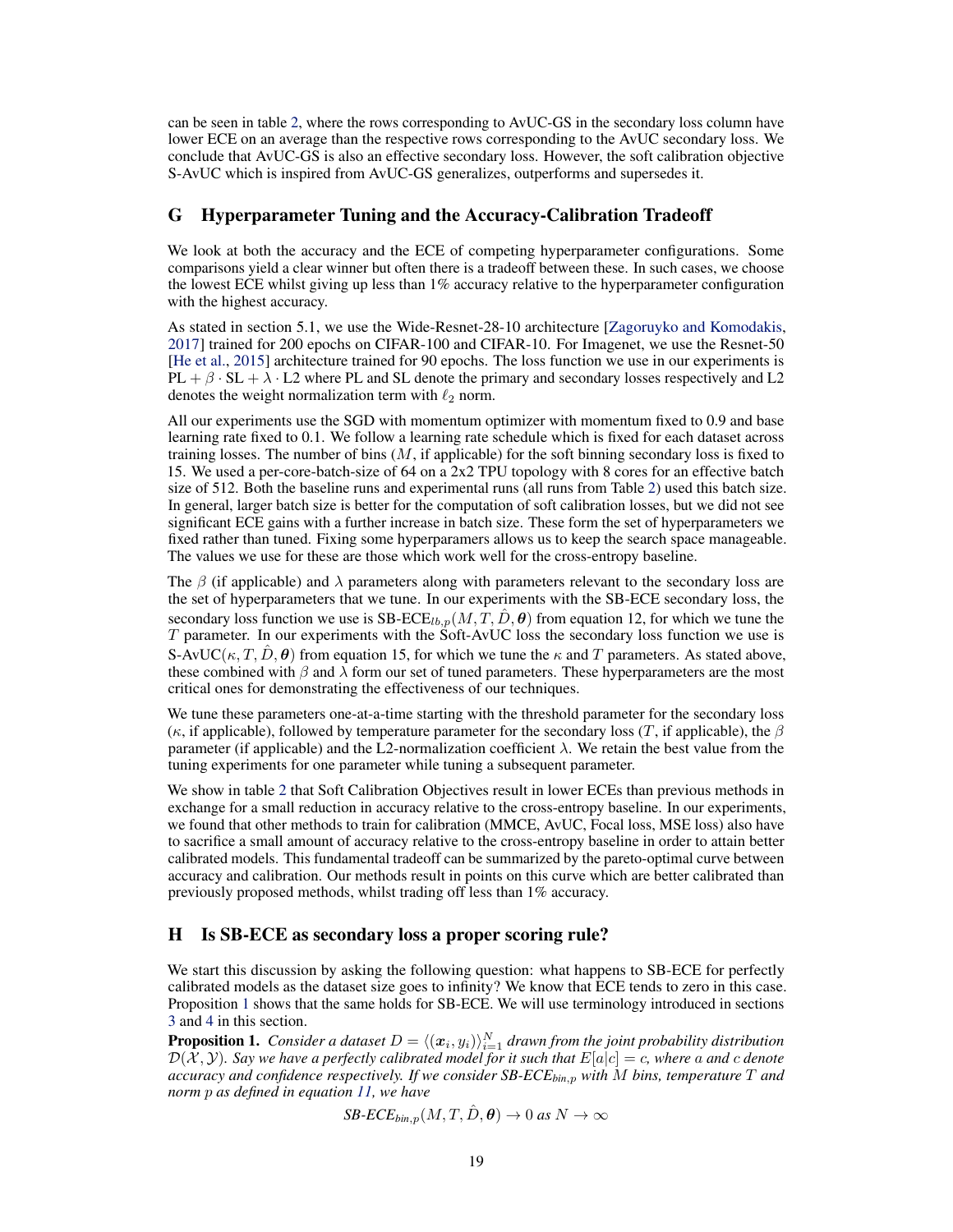can be seen in table 2, where the rows corresponding to AvUC-GS in the secondary loss column have lower ECE on an average than the respective rows corresponding to the AvUC secondary loss. We conclude that AvUC-GS is also an effective secondary loss. However, the soft calibration objective S-AvUC which is inspired from AvUC-GS generalizes, outperforms and supersedes it.

## G Hyperparameter Tuning and the Accuracy-Calibration Tradeoff

We look at both the accuracy and the ECE of competing hyperparameter configurations. Some comparisons yield a clear winner but often there is a tradeoff between these. In such cases, we choose the lowest ECE whilst giving up less than 1% accuracy relative to the hyperparameter configuration with the highest accuracy.

As stated in section 5.1, we use the Wide-Resnet-28-10 architecture [Zagoruyko and Komodakis, 2017] trained for 200 epochs on CIFAR-100 and CIFAR-10. For Imagenet, we use the Resnet-50 [He et al., 2015] architecture trained for 90 epochs. The loss function we use in our experiments is $\text{PL} + \beta \cdot \text{SL} + \lambda \cdot \text{L2}$ where PL and SL denote the primary and secondary losses respectively and L2 denotes the weight normalization term with $\ell_2$ norm.

All our experiments use the SGD with momentum optimizer with momentum fixed to 0.9 and base learning rate fixed to 0.1. We follow a learning rate schedule which is fixed for each dataset across training losses. The number of bins ($M$, if applicable) for the soft binning secondary loss is fixed to 15. We used a per-core-batch-size of 64 on a 2x2 TPU topology with 8 cores for an effective batch size of 512. Both the baseline runs and experimental runs (all runs from Table 2) used this batch size. In general, larger batch size is better for the computation of soft calibration losses, but we did not see significant ECE gains with a further increase in batch size. These form the set of hyperparameters we fixed rather than tuned. Fixing some hyperparamers allows us to keep the search space manageable. The values we use for these are those which work well for the cross-entropy baseline.

The $\beta$ (if applicable) and $\lambda$ parameters along with parameters relevant to the secondary loss are the set of hyperparameters that we tune. In our experiments with the SB-ECE secondary loss, the secondary loss function we use is $\text{SB-ECE}_{lb,p}(M, T, \hat{D}, \boldsymbol{\theta})$ from equation 12, for which we tune the $T$ parameter. In our experiments with the Soft-AvUC loss the secondary loss function we use is $\text{S-AvUC}(\kappa, T, \hat{D}, \boldsymbol{\theta})$ from equation 15, for which we tune the $\kappa$ and $T$ parameters. As stated above, these combined with $\beta$ and $\lambda$ form our set of tuned parameters. These hyperparameters are the most critical ones for demonstrating the effectiveness of our techniques.

We tune these parameters one-at-a-time starting with the threshold parameter for the secondary loss ($\kappa$, if applicable), followed by temperature parameter for the secondary loss ($T$, if applicable), the $\beta$ parameter (if applicable) and the L2-normalization coefficient $\lambda$. We retain the best value from the tuning experiments for one parameter while tuning a subsequent parameter.

We show in table 2 that Soft Calibration Objectives result in lower ECEs than previous methods in exchange for a small reduction in accuracy relative to the cross-entropy baseline. In our experiments, we found that other methods to train for calibration (MMCE, AvUC, Focal loss, MSE loss) also have to sacrifice a small amount of accuracy relative to the cross-entropy baseline in order to attain better calibrated models. This fundamental tradeoff can be summarized by the pareto-optimal curve between accuracy and calibration. Our methods result in points on this curve which are better calibrated than previously proposed methods, whilst trading off less than 1% accuracy.

## H Is SB-ECE as secondary loss a proper scoring rule?

We start this discussion by asking the following question: what happens to SB-ECE for perfectly calibrated models as the dataset size goes to infinity? We know that ECE tends to zero in this case. Proposition 1 shows that the same holds for SB-ECE. We will use terminology introduced in sections 3 and 4 in this section.

**Proposition 1.** *Consider a dataset $D = \langle(\boldsymbol{x}_i, y_i)\rangle_{i=1}^{N}$ drawn from the joint probability distribution $\mathcal{D}(\mathcal{X}, \mathcal{Y})$. Say we have a perfectly calibrated model for it such that $E[a|c] = c$, where $a$ and $c$ denote accuracy and confidence respectively. If we consider $\text{SB-ECE}_{bin,p}$ with $M$ bins, temperature $T$ and norm $p$ as defined in equation 11, we have*

$$\text{SB-ECE}_{bin,p}(M, T, \hat{D}, \boldsymbol{\theta}) \to 0 \text{ as } N \to \infty$$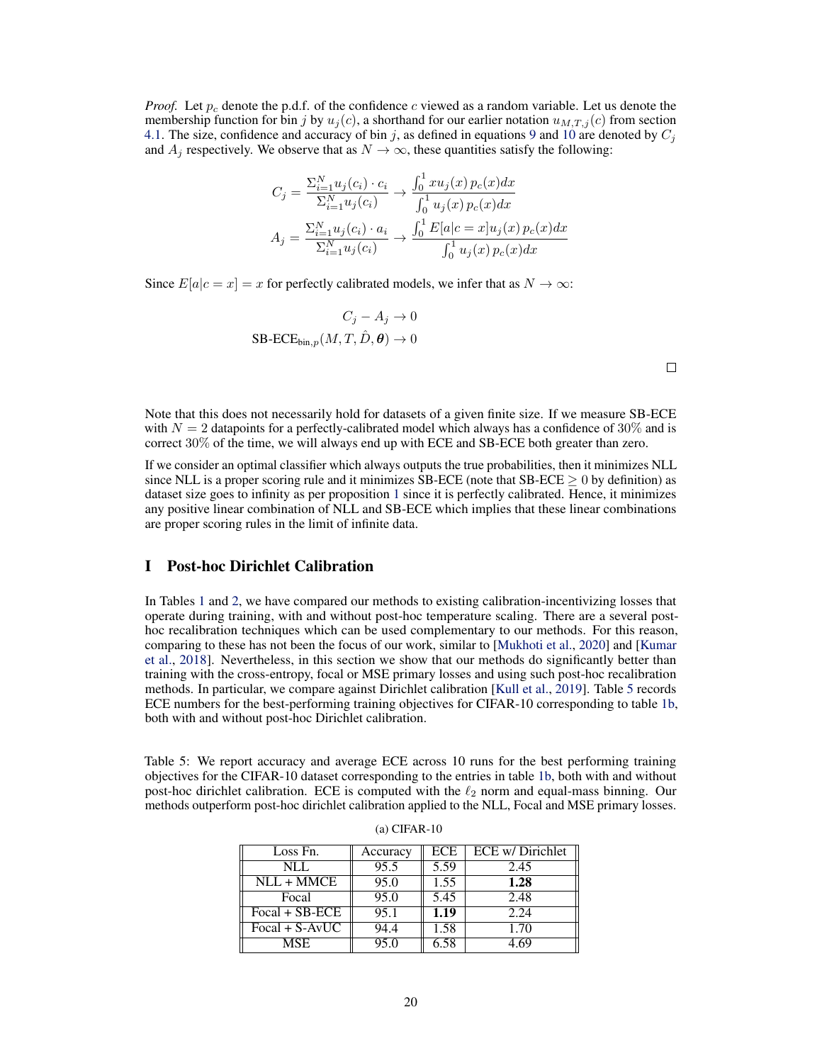*Proof.* Let $p_c$ denote the p.d.f. of the confidence $c$ viewed as a random variable. Let us denote the membership function for bin $j$ by $u_j(c)$, a shorthand for our earlier notation $u_{M,T,j}(c)$ from section 4.1. The size, confidence and accuracy of bin $j$, as defined in equations 9 and 10 are denoted by $C_j$ and $A_j$ respectively. We observe that as $N \to \infty$, these quantities satisfy the following:

$$
C_j = \frac{\Sigma_{i=1}^{N} u_j(c_i) \cdot c_i}{\Sigma_{i=1}^{N} u_j(c_i)} \to \frac{\int_0^1 x u_j(x)\, p_c(x) dx}{\int_0^1 u_j(x)\, p_c(x) dx}
$$

$$
A_j = \frac{\Sigma_{i=1}^{N} u_j(c_i) \cdot a_i}{\Sigma_{i=1}^{N} u_j(c_i)} \to \frac{\int_0^1 E[a|c = x] u_j(x)\, p_c(x) dx}{\int_0^1 u_j(x)\, p_c(x) dx}
$$

Since $E[a|c = x] = x$ for perfectly calibrated models, we infer that as $N \to \infty$:

$$
C_j - A_j \to 0
$$

$$
\text{SB-ECE}_{\text{bin},p}(M, T, \hat{D}, \boldsymbol{\theta}) \to 0
$$

□

Note that this does not necessarily hold for datasets of a given finite size. If we measure SB-ECE with $N = 2$ datapoints for a perfectly-calibrated model which always has a confidence of $30\%$ and is correct $30\%$ of the time, we will always end up with ECE and SB-ECE both greater than zero.

If we consider an optimal classifier which always outputs the true probabilities, then it minimizes NLL since NLL is a proper scoring rule and it minimizes SB-ECE (note that SB-ECE $\geq 0$ by definition) as dataset size goes to infinity as per proposition 1 since it is perfectly calibrated. Hence, it minimizes any positive linear combination of NLL and SB-ECE which implies that these linear combinations are proper scoring rules in the limit of infinite data.

# I Post-hoc Dirichlet Calibration

In Tables 1 and 2, we have compared our methods to existing calibration-incentivizing losses that operate during training, with and without post-hoc temperature scaling. There are a several post-hoc recalibration techniques which can be used complementary to our methods. For this reason, comparing to these has not been the focus of our work, similar to [Mukhoti et al., 2020] and [Kumar et al., 2018]. Nevertheless, in this section we show that our methods do significantly better than training with the cross-entropy, focal or MSE primary losses and using such post-hoc recalibration methods. In particular, we compare against Dirichlet calibration [Kull et al., 2019]. Table 5 records ECE numbers for the best-performing training objectives for CIFAR-10 corresponding to table 1b, both with and without post-hoc Dirichlet calibration.

Table 5: We report accuracy and average ECE across 10 runs for the best performing training objectives for the CIFAR-10 dataset corresponding to the entries in table 1b, both with and without post-hoc dirichlet calibration. ECE is computed with the $\ell_2$ norm and equal-mass binning. Our methods outperform post-hoc dirichlet calibration applied to the NLL, Focal and MSE primary losses.

(a) CIFAR-10

| Loss Fn. | Accuracy | ECE | ECE w/ Dirichlet |
|---|---|---|---|
| NLL | 95.5 | 5.59 | 2.45 |
| NLL + MMCE | 95.0 | 1.55 | **1.28** |
| Focal | 95.0 | 5.45 | 2.48 |
| Focal + SB-ECE | 95.1 | **1.19** | 2.24 |
| Focal + S-AvUC | 94.4 | 1.58 | 1.70 |
| MSE | 95.0 | 6.58 | 4.69 |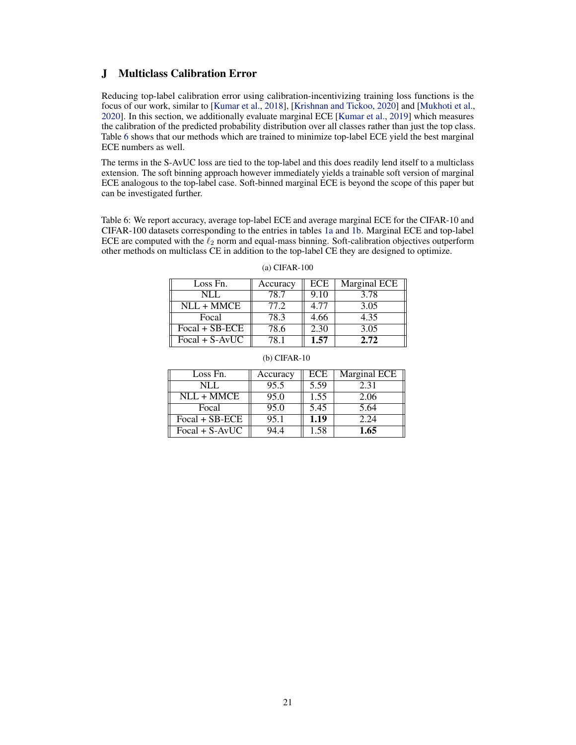# J Multiclass Calibration Error

Reducing top-label calibration error using calibration-incentivizing training loss functions is the focus of our work, similar to [Kumar et al., 2018], [Krishnan and Tickoo, 2020] and [Mukhoti et al., 2020]. In this section, we additionally evaluate marginal ECE [Kumar et al., 2019] which measures the calibration of the predicted probability distribution over all classes rather than just the top class. Table 6 shows that our methods which are trained to minimize top-label ECE yield the best marginal ECE numbers as well.

The terms in the S-AvUC loss are tied to the top-label and this does readily lend itself to a multiclass extension. The soft binning approach however immediately yields a trainable soft version of marginal ECE analogous to the top-label case. Soft-binned marginal ECE is beyond the scope of this paper but can be investigated further.

Table 6: We report accuracy, average top-label ECE and average marginal ECE for the CIFAR-10 and CIFAR-100 datasets corresponding to the entries in tables 1a and 1b. Marginal ECE and top-label ECE are computed with the $\ell_2$ norm and equal-mass binning. Soft-calibration objectives outperform other methods on multiclass CE in addition to the top-label CE they are designed to optimize.

(a) CIFAR-100

| Loss Fn. | Accuracy | ECE | Marginal ECE |
|---|---|---|---|
| NLL | 78.7 | 9.10 | 3.78 |
| NLL + MMCE | 77.2 | 4.77 | 3.05 |
| Focal | 78.3 | 4.66 | 4.35 |
| Focal + SB-ECE | 78.6 | 2.30 | 3.05 |
| Focal + S-AvUC | 78.1 | **1.57** | **2.72** |

(b) CIFAR-10

| Loss Fn. | Accuracy | ECE | Marginal ECE |
|---|---|---|---|
| NLL | 95.5 | 5.59 | 2.31 |
| NLL + MMCE | 95.0 | 1.55 | 2.06 |
| Focal | 95.0 | 5.45 | 5.64 |
| Focal + SB-ECE | 95.1 | **1.19** | 2.24 |
| Focal + S-AvUC | 94.4 | 1.58 | **1.65** |